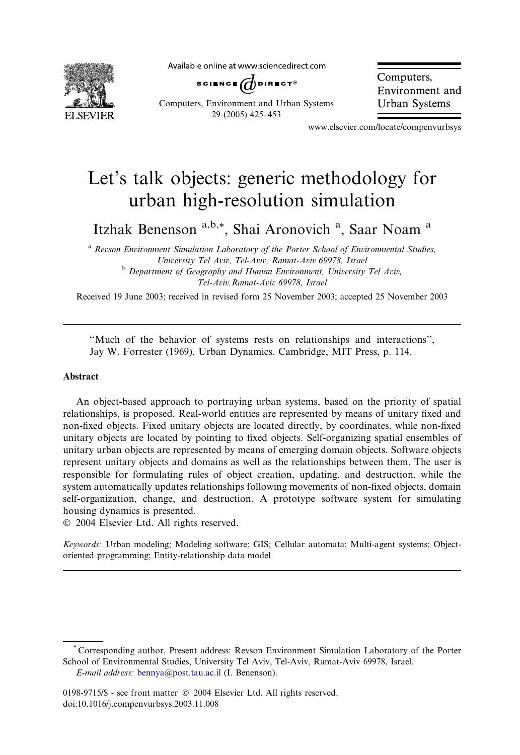# Let's talk objects: generic methodology for urban high-resolution simulation

Itzhak Benenson [a,b,*], Shai Aronovich [a], Saar Noam [a]

[a] *Revson Environment Simulation Laboratory of the Porter School of Environmental Studies, University Tel Aviv, Tel-Aviv, Ramat-Aviv 69978, Israel*

[b] *Department of Geography and Human Environment, University Tel Aviv, Tel-Aviv, Ramat-Aviv 69978, Israel*

Received 19 June 2003; received in revised form 25 November 2003; accepted 25 November 2003

"Much of the behavior of systems rests on relationships and interactions", Jay W. Forrester (1969). Urban Dynamics. Cambridge, MIT Press, p. 114.

## Abstract

An object-based approach to portraying urban systems, based on the priority of spatial relationships, is proposed. Real-world entities are represented by means of unitary fixed and non-fixed objects. Fixed unitary objects are located directly, by coordinates, while non-fixed unitary objects are located by pointing to fixed objects. Self-organizing spatial ensembles of unitary urban objects are represented by means of emerging domain objects. Software objects represent unitary objects and domains as well as the relationships between them. The user is responsible for formulating rules of object creation, updating, and destruction, while the system automatically updates relationships following movements of non-fixed objects, domain self-organization, change, and destruction. A prototype software system for simulating housing dynamics is presented.

© 2004 Elsevier Ltd. All rights reserved.

*Keywords:* Urban modeling; Modeling software; GIS; Cellular automata; Multi-agent systems; Object-oriented programming; Entity-relationship data model

---

[*] Corresponding author. Present address: Revson Environment Simulation Laboratory of the Porter School of Environmental Studies, University Tel Aviv, Tel-Aviv, Ramat-Aviv 69978, Israel.

*E-mail address:* bennya@post.tau.ac.il (I. Benenson).

0198-9715/$ - see front matter © 2004 Elsevier Ltd. All rights reserved.
doi:10.1016/j.compenvurbsys.2003.11.008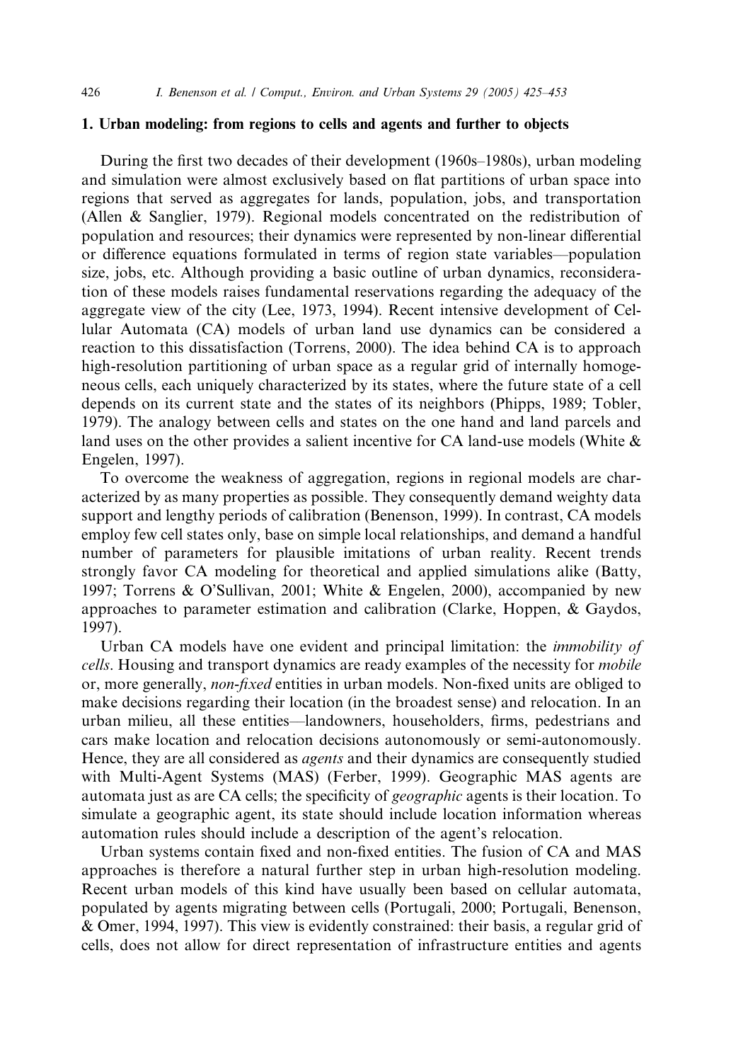## 1. Urban modeling: from regions to cells and agents and further to objects

During the first two decades of their development (1960s–1980s), urban modeling and simulation were almost exclusively based on flat partitions of urban space into regions that served as aggregates for lands, population, jobs, and transportation (Allen & Sanglier, 1979). Regional models concentrated on the redistribution of population and resources; their dynamics were represented by non-linear differential or difference equations formulated in terms of region state variables—population size, jobs, etc. Although providing a basic outline of urban dynamics, reconsideration of these models raises fundamental reservations regarding the adequacy of the aggregate view of the city (Lee, 1973, 1994). Recent intensive development of Cellular Automata (CA) models of urban land use dynamics can be considered a reaction to this dissatisfaction (Torrens, 2000). The idea behind CA is to approach high-resolution partitioning of urban space as a regular grid of internally homogeneous cells, each uniquely characterized by its states, where the future state of a cell depends on its current state and the states of its neighbors (Phipps, 1989; Tobler, 1979). The analogy between cells and states on the one hand and land parcels and land uses on the other provides a salient incentive for CA land-use models (White & Engelen, 1997).

To overcome the weakness of aggregation, regions in regional models are characterized by as many properties as possible. They consequently demand weighty data support and lengthy periods of calibration (Benenson, 1999). In contrast, CA models employ few cell states only, base on simple local relationships, and demand a handful number of parameters for plausible imitations of urban reality. Recent trends strongly favor CA modeling for theoretical and applied simulations alike (Batty, 1997; Torrens & O'Sullivan, 2001; White & Engelen, 2000), accompanied by new approaches to parameter estimation and calibration (Clarke, Hoppen, & Gaydos, 1997).

Urban CA models have one evident and principal limitation: the *immobility of cells*. Housing and transport dynamics are ready examples of the necessity for *mobile* or, more generally, *non-fixed* entities in urban models. Non-fixed units are obliged to make decisions regarding their location (in the broadest sense) and relocation. In an urban milieu, all these entities—landowners, householders, firms, pedestrians and cars make location and relocation decisions autonomously or semi-autonomously. Hence, they are all considered as *agents* and their dynamics are consequently studied with Multi-Agent Systems (MAS) (Ferber, 1999). Geographic MAS agents are automata just as are CA cells; the specificity of *geographic* agents is their location. To simulate a geographic agent, its state should include location information whereas automation rules should include a description of the agent's relocation.

Urban systems contain fixed and non-fixed entities. The fusion of CA and MAS approaches is therefore a natural further step in urban high-resolution modeling. Recent urban models of this kind have usually been based on cellular automata, populated by agents migrating between cells (Portugali, 2000; Portugali, Benenson, & Omer, 1994, 1997). This view is evidently constrained: their basis, a regular grid of cells, does not allow for direct representation of infrastructure entities and agents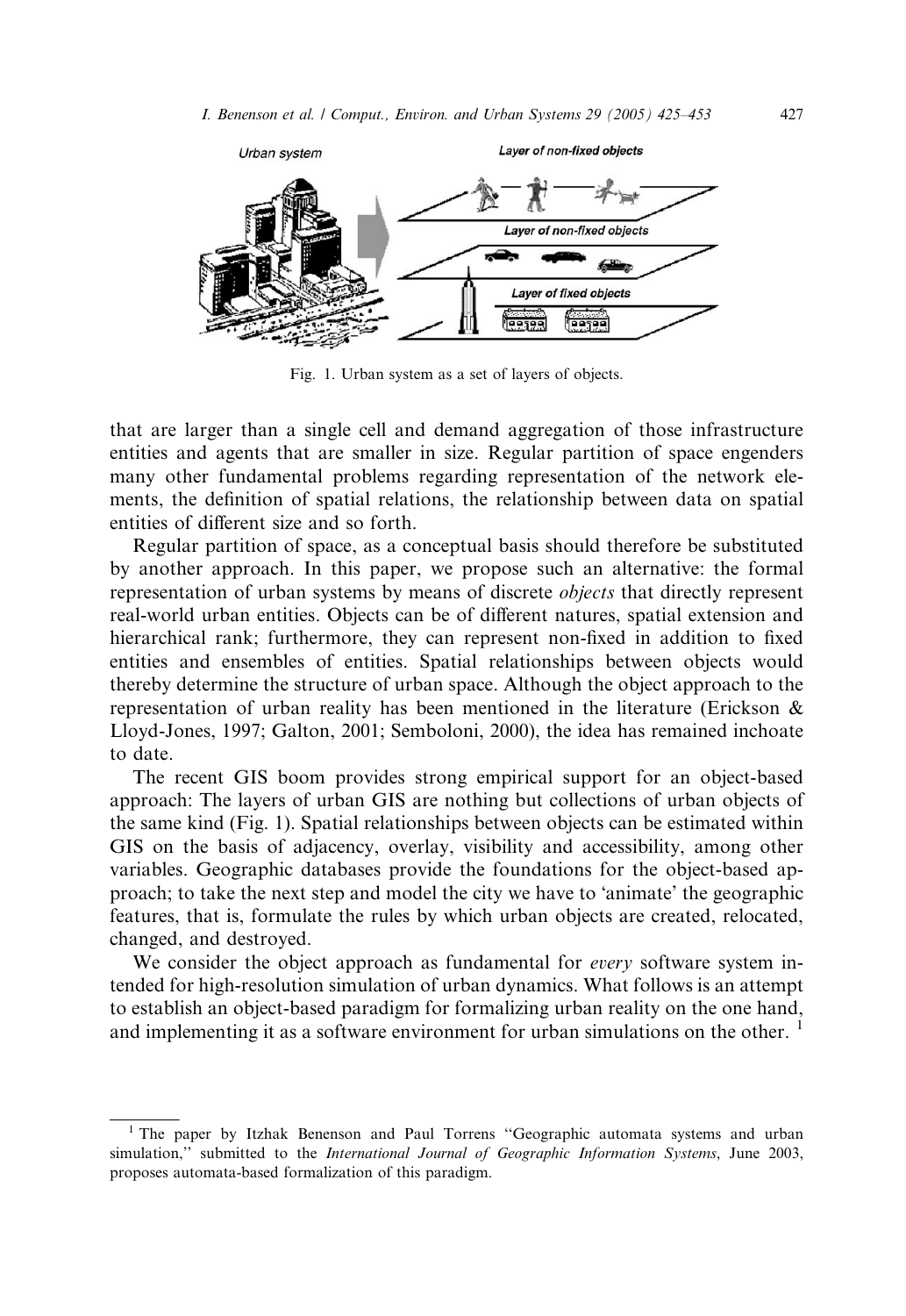Urban system

Layer of non-fixed objects

Layer of non-fixed objects

Layer of fixed objects

Fig. 1. Urban system as a set of layers of objects.

that are larger than a single cell and demand aggregation of those infrastructure entities and agents that are smaller in size. Regular partition of space engenders many other fundamental problems regarding representation of the network elements, the definition of spatial relations, the relationship between data on spatial entities of different size and so forth.

Regular partition of space, as a conceptual basis should therefore be substituted by another approach. In this paper, we propose such an alternative: the formal representation of urban systems by means of discrete *objects* that directly represent real-world urban entities. Objects can be of different natures, spatial extension and hierarchical rank; furthermore, they can represent non-fixed in addition to fixed entities and ensembles of entities. Spatial relationships between objects would thereby determine the structure of urban space. Although the object approach to the representation of urban reality has been mentioned in the literature (Erickson & Lloyd-Jones, 1997; Galton, 2001; Semboloni, 2000), the idea has remained inchoate to date.

The recent GIS boom provides strong empirical support for an object-based approach: The layers of urban GIS are nothing but collections of urban objects of the same kind (Fig. 1). Spatial relationships between objects can be estimated within GIS on the basis of adjacency, overlay, visibility and accessibility, among other variables. Geographic databases provide the foundations for the object-based approach; to take the next step and model the city we have to 'animate' the geographic features, that is, formulate the rules by which urban objects are created, relocated, changed, and destroyed.

We consider the object approach as fundamental for *every* software system intended for high-resolution simulation of urban dynamics. What follows is an attempt to establish an object-based paradigm for formalizing urban reality on the one hand, and implementing it as a software environment for urban simulations on the other. [1]

[1] The paper by Itzhak Benenson and Paul Torrens "Geographic automata systems and urban simulation," submitted to the *International Journal of Geographic Information Systems*, June 2003, proposes automata-based formalization of this paradigm.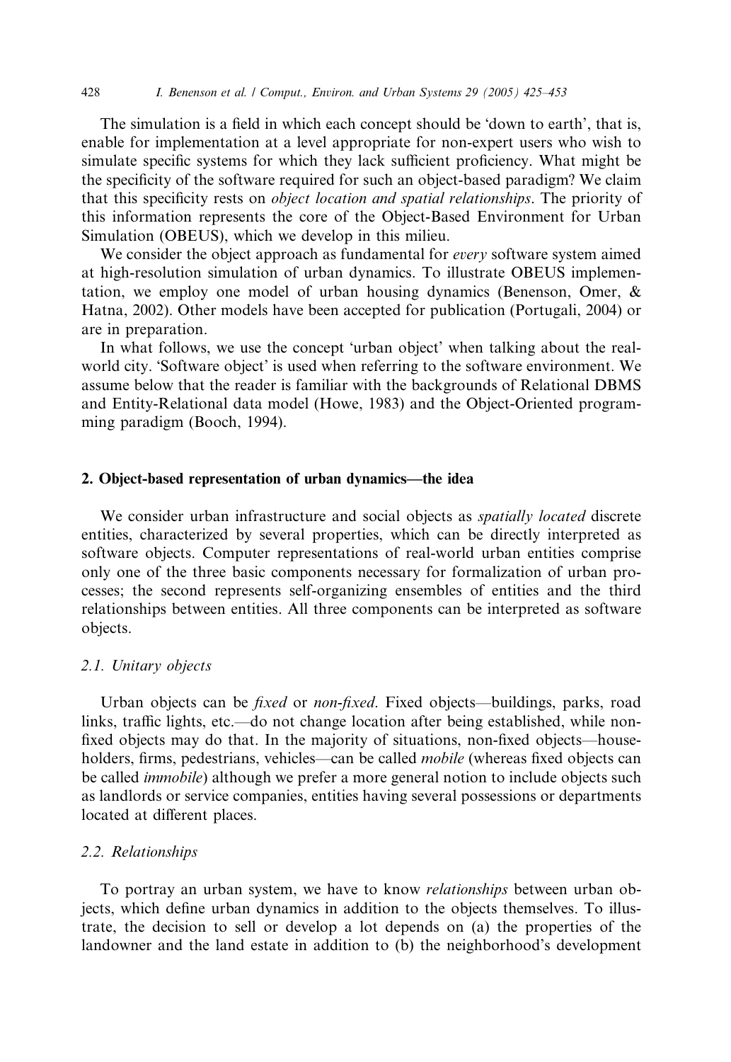The simulation is a field in which each concept should be 'down to earth', that is, enable for implementation at a level appropriate for non-expert users who wish to simulate specific systems for which they lack sufficient proficiency. What might be the specificity of the software required for such an object-based paradigm? We claim that this specificity rests on *object location and spatial relationships*. The priority of this information represents the core of the Object-Based Environment for Urban Simulation (OBEUS), which we develop in this milieu.

We consider the object approach as fundamental for *every* software system aimed at high-resolution simulation of urban dynamics. To illustrate OBEUS implementation, we employ one model of urban housing dynamics (Benenson, Omer, & Hatna, 2002). Other models have been accepted for publication (Portugali, 2004) or are in preparation.

In what follows, we use the concept 'urban object' when talking about the real-world city. 'Software object' is used when referring to the software environment. We assume below that the reader is familiar with the backgrounds of Relational DBMS and Entity-Relational data model (Howe, 1983) and the Object-Oriented programming paradigm (Booch, 1994).

## 2. Object-based representation of urban dynamics—the idea

We consider urban infrastructure and social objects as *spatially located* discrete entities, characterized by several properties, which can be directly interpreted as software objects. Computer representations of real-world urban entities comprise only one of the three basic components necessary for formalization of urban processes; the second represents self-organizing ensembles of entities and the third relationships between entities. All three components can be interpreted as software objects.

### 2.1. Unitary objects

Urban objects can be *fixed* or *non-fixed*. Fixed objects—buildings, parks, road links, traffic lights, etc.—do not change location after being established, while non-fixed objects may do that. In the majority of situations, non-fixed objects—householders, firms, pedestrians, vehicles—can be called *mobile* (whereas fixed objects can be called *immobile*) although we prefer a more general notion to include objects such as landlords or service companies, entities having several possessions or departments located at different places.

### 2.2. Relationships

To portray an urban system, we have to know *relationships* between urban objects, which define urban dynamics in addition to the objects themselves. To illustrate, the decision to sell or develop a lot depends on (a) the properties of the landowner and the land estate in addition to (b) the neighborhood's development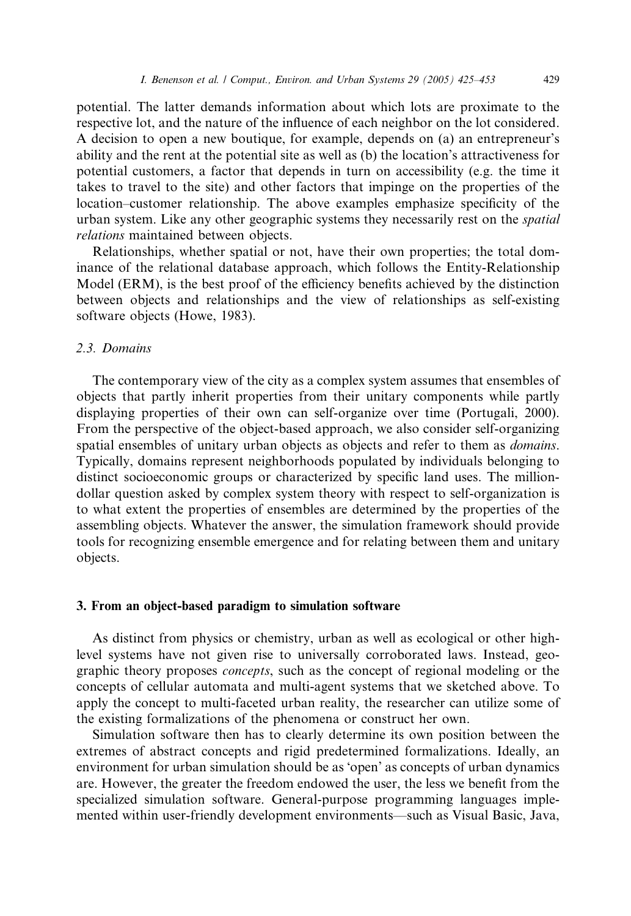potential. The latter demands information about which lots are proximate to the respective lot, and the nature of the influence of each neighbor on the lot considered. A decision to open a new boutique, for example, depends on (a) an entrepreneur's ability and the rent at the potential site as well as (b) the location's attractiveness for potential customers, a factor that depends in turn on accessibility (e.g. the time it takes to travel to the site) and other factors that impinge on the properties of the location–customer relationship. The above examples emphasize specificity of the urban system. Like any other geographic systems they necessarily rest on the *spatial relations* maintained between objects.

Relationships, whether spatial or not, have their own properties; the total dominance of the relational database approach, which follows the Entity-Relationship Model (ERM), is the best proof of the efficiency benefits achieved by the distinction between objects and relationships and the view of relationships as self-existing software objects (Howe, 1983).

### 2.3. Domains

The contemporary view of the city as a complex system assumes that ensembles of objects that partly inherit properties from their unitary components while partly displaying properties of their own can self-organize over time (Portugali, 2000). From the perspective of the object-based approach, we also consider self-organizing spatial ensembles of unitary urban objects as objects and refer to them as *domains*. Typically, domains represent neighborhoods populated by individuals belonging to distinct socioeconomic groups or characterized by specific land uses. The million-dollar question asked by complex system theory with respect to self-organization is to what extent the properties of ensembles are determined by the properties of the assembling objects. Whatever the answer, the simulation framework should provide tools for recognizing ensemble emergence and for relating between them and unitary objects.

## 3. From an object-based paradigm to simulation software

As distinct from physics or chemistry, urban as well as ecological or other high-level systems have not given rise to universally corroborated laws. Instead, geographic theory proposes *concepts*, such as the concept of regional modeling or the concepts of cellular automata and multi-agent systems that we sketched above. To apply the concept to multi-faceted urban reality, the researcher can utilize some of the existing formalizations of the phenomena or construct her own.

Simulation software then has to clearly determine its own position between the extremes of abstract concepts and rigid predetermined formalizations. Ideally, an environment for urban simulation should be as 'open' as concepts of urban dynamics are. However, the greater the freedom endowed the user, the less we benefit from the specialized simulation software. General-purpose programming languages implemented within user-friendly development environments—such as Visual Basic, Java,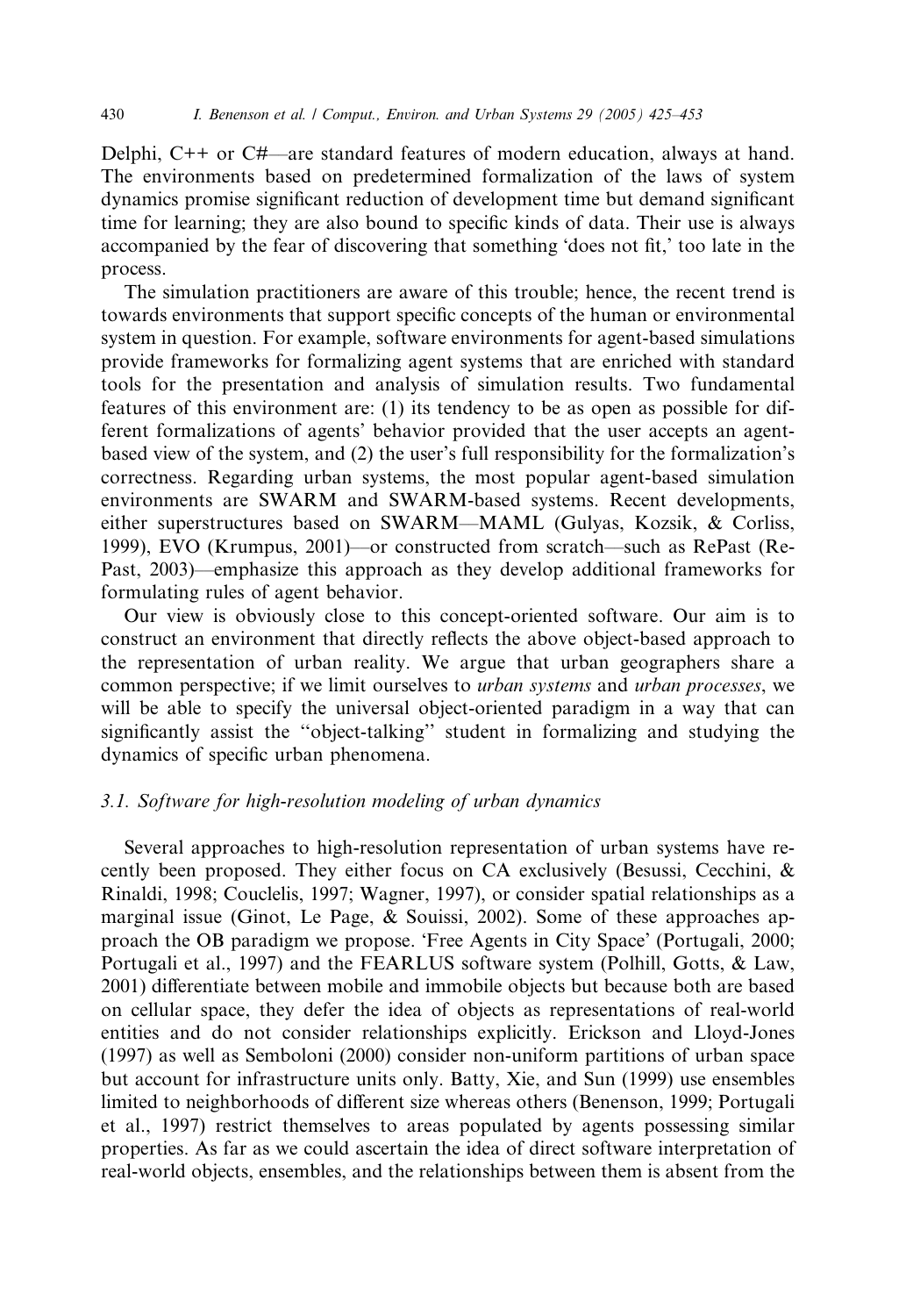Delphi, C++ or C#—are standard features of modern education, always at hand. The environments based on predetermined formalization of the laws of system dynamics promise significant reduction of development time but demand significant time for learning; they are also bound to specific kinds of data. Their use is always accompanied by the fear of discovering that something 'does not fit,' too late in the process.

The simulation practitioners are aware of this trouble; hence, the recent trend is towards environments that support specific concepts of the human or environmental system in question. For example, software environments for agent-based simulations provide frameworks for formalizing agent systems that are enriched with standard tools for the presentation and analysis of simulation results. Two fundamental features of this environment are: (1) its tendency to be as open as possible for different formalizations of agents' behavior provided that the user accepts an agent-based view of the system, and (2) the user's full responsibility for the formalization's correctness. Regarding urban systems, the most popular agent-based simulation environments are SWARM and SWARM-based systems. Recent developments, either superstructures based on SWARM—MAML (Gulyas, Kozsik, & Corliss, 1999), EVO (Krumpus, 2001)—or constructed from scratch—such as RePast (RePast, 2003)—emphasize this approach as they develop additional frameworks for formulating rules of agent behavior.

Our view is obviously close to this concept-oriented software. Our aim is to construct an environment that directly reflects the above object-based approach to the representation of urban reality. We argue that urban geographers share a common perspective; if we limit ourselves to *urban systems* and *urban processes*, we will be able to specify the universal object-oriented paradigm in a way that can significantly assist the "object-talking" student in formalizing and studying the dynamics of specific urban phenomena.

### 3.1. Software for high-resolution modeling of urban dynamics

Several approaches to high-resolution representation of urban systems have recently been proposed. They either focus on CA exclusively (Besussi, Cecchini, & Rinaldi, 1998; Couclelis, 1997; Wagner, 1997), or consider spatial relationships as a marginal issue (Ginot, Le Page, & Souissi, 2002). Some of these approaches approach the OB paradigm we propose. 'Free Agents in City Space' (Portugali, 2000; Portugali et al., 1997) and the FEARLUS software system (Polhill, Gotts, & Law, 2001) differentiate between mobile and immobile objects but because both are based on cellular space, they defer the idea of objects as representations of real-world entities and do not consider relationships explicitly. Erickson and Lloyd-Jones (1997) as well as Semboloni (2000) consider non-uniform partitions of urban space but account for infrastructure units only. Batty, Xie, and Sun (1999) use ensembles limited to neighborhoods of different size whereas others (Benenson, 1999; Portugali et al., 1997) restrict themselves to areas populated by agents possessing similar properties. As far as we could ascertain the idea of direct software interpretation of real-world objects, ensembles, and the relationships between them is absent from the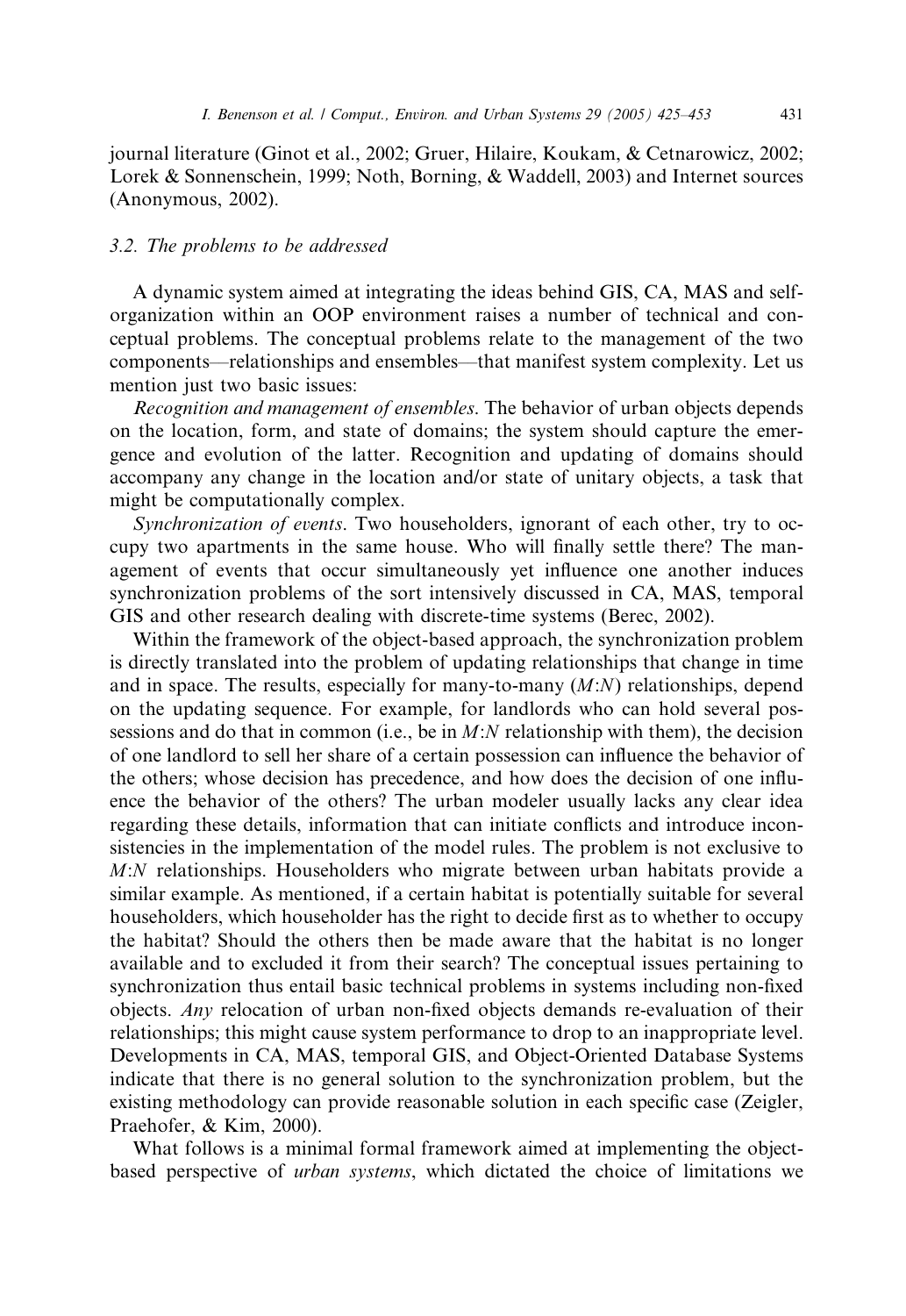journal literature (Ginot et al., 2002; Gruer, Hilaire, Koukam, & Cetnarowicz, 2002; Lorek & Sonnenschein, 1999; Noth, Borning, & Waddell, 2003) and Internet sources (Anonymous, 2002).

### 3.2. The problems to be addressed

A dynamic system aimed at integrating the ideas behind GIS, CA, MAS and self-organization within an OOP environment raises a number of technical and conceptual problems. The conceptual problems relate to the management of the two components—relationships and ensembles—that manifest system complexity. Let us mention just two basic issues:

*Recognition and management of ensembles*. The behavior of urban objects depends on the location, form, and state of domains; the system should capture the emergence and evolution of the latter. Recognition and updating of domains should accompany any change in the location and/or state of unitary objects, a task that might be computationally complex.

*Synchronization of events*. Two householders, ignorant of each other, try to occupy two apartments in the same house. Who will finally settle there? The management of events that occur simultaneously yet influence one another induces synchronization problems of the sort intensively discussed in CA, MAS, temporal GIS and other research dealing with discrete-time systems (Berec, 2002).

Within the framework of the object-based approach, the synchronization problem is directly translated into the problem of updating relationships that change in time and in space. The results, especially for many-to-many ($M$:$N$) relationships, depend on the updating sequence. For example, for landlords who can hold several possessions and do that in common (i.e., be in $M$:$N$ relationship with them), the decision of one landlord to sell her share of a certain possession can influence the behavior of the others; whose decision has precedence, and how does the decision of one influence the behavior of the others? The urban modeler usually lacks any clear idea regarding these details, information that can initiate conflicts and introduce inconsistencies in the implementation of the model rules. The problem is not exclusive to $M$:$N$ relationships. Householders who migrate between urban habitats provide a similar example. As mentioned, if a certain habitat is potentially suitable for several householders, which householder has the right to decide first as to whether to occupy the habitat? Should the others then be made aware that the habitat is no longer available and to excluded it from their search? The conceptual issues pertaining to synchronization thus entail basic technical problems in systems including non-fixed objects. *Any* relocation of urban non-fixed objects demands re-evaluation of their relationships; this might cause system performance to drop to an inappropriate level. Developments in CA, MAS, temporal GIS, and Object-Oriented Database Systems indicate that there is no general solution to the synchronization problem, but the existing methodology can provide reasonable solution in each specific case (Zeigler, Praehofer, & Kim, 2000).

What follows is a minimal formal framework aimed at implementing the object-based perspective of *urban systems*, which dictated the choice of limitations we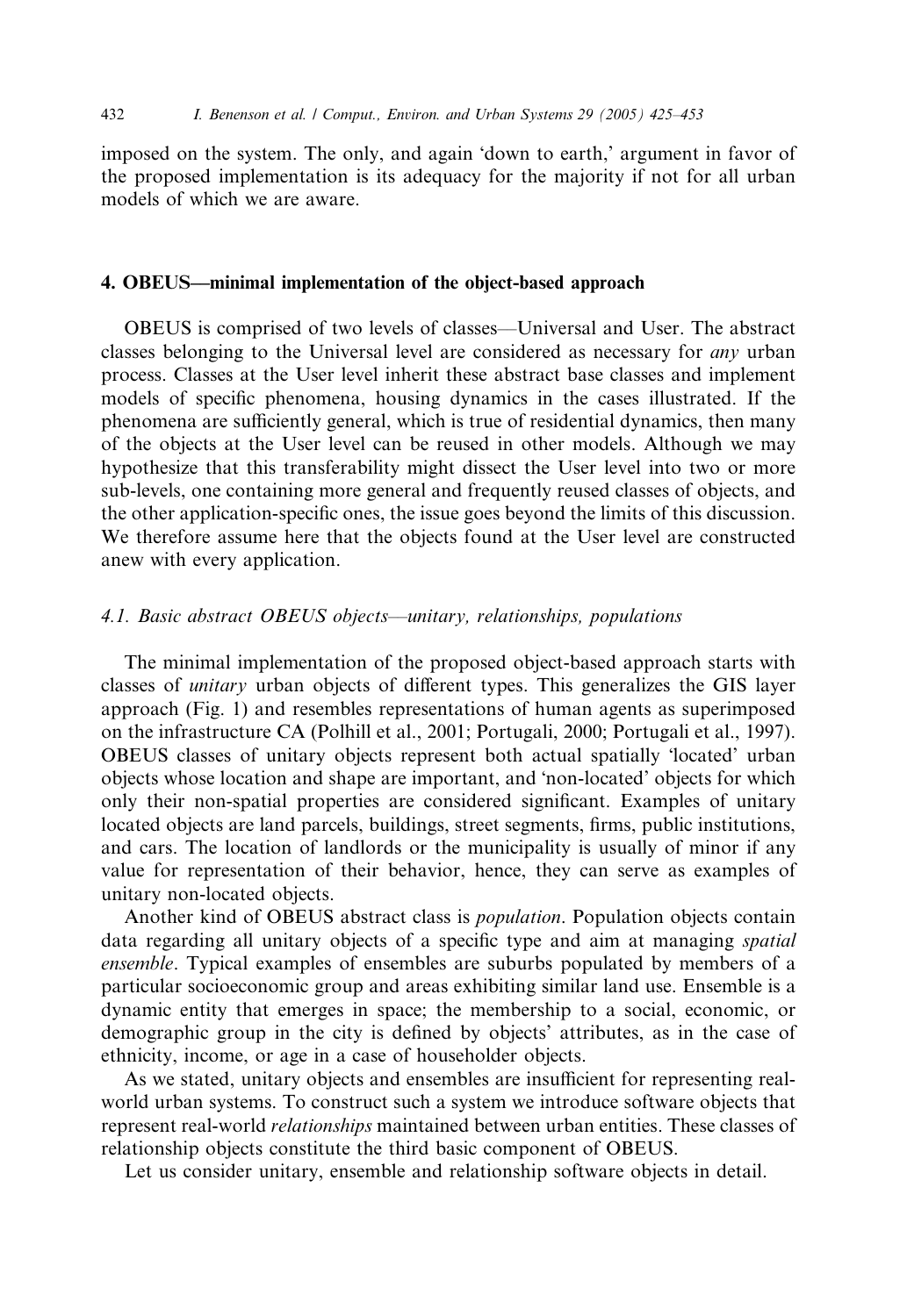imposed on the system. The only, and again 'down to earth,' argument in favor of the proposed implementation is its adequacy for the majority if not for all urban models of which we are aware.

## 4. OBEUS—minimal implementation of the object-based approach

OBEUS is comprised of two levels of classes—Universal and User. The abstract classes belonging to the Universal level are considered as necessary for *any* urban process. Classes at the User level inherit these abstract base classes and implement models of specific phenomena, housing dynamics in the cases illustrated. If the phenomena are sufficiently general, which is true of residential dynamics, then many of the objects at the User level can be reused in other models. Although we may hypothesize that this transferability might dissect the User level into two or more sub-levels, one containing more general and frequently reused classes of objects, and the other application-specific ones, the issue goes beyond the limits of this discussion. We therefore assume here that the objects found at the User level are constructed anew with every application.

### 4.1. Basic abstract OBEUS objects—unitary, relationships, populations

The minimal implementation of the proposed object-based approach starts with classes of *unitary* urban objects of different types. This generalizes the GIS layer approach (Fig. 1) and resembles representations of human agents as superimposed on the infrastructure CA (Polhill et al., 2001; Portugali, 2000; Portugali et al., 1997). OBEUS classes of unitary objects represent both actual spatially 'located' urban objects whose location and shape are important, and 'non-located' objects for which only their non-spatial properties are considered significant. Examples of unitary located objects are land parcels, buildings, street segments, firms, public institutions, and cars. The location of landlords or the municipality is usually of minor if any value for representation of their behavior, hence, they can serve as examples of unitary non-located objects.

Another kind of OBEUS abstract class is *population*. Population objects contain data regarding all unitary objects of a specific type and aim at managing *spatial ensemble*. Typical examples of ensembles are suburbs populated by members of a particular socioeconomic group and areas exhibiting similar land use. Ensemble is a dynamic entity that emerges in space; the membership to a social, economic, or demographic group in the city is defined by objects' attributes, as in the case of ethnicity, income, or age in a case of householder objects.

As we stated, unitary objects and ensembles are insufficient for representing real-world urban systems. To construct such a system we introduce software objects that represent real-world *relationships* maintained between urban entities. These classes of relationship objects constitute the third basic component of OBEUS.

Let us consider unitary, ensemble and relationship software objects in detail.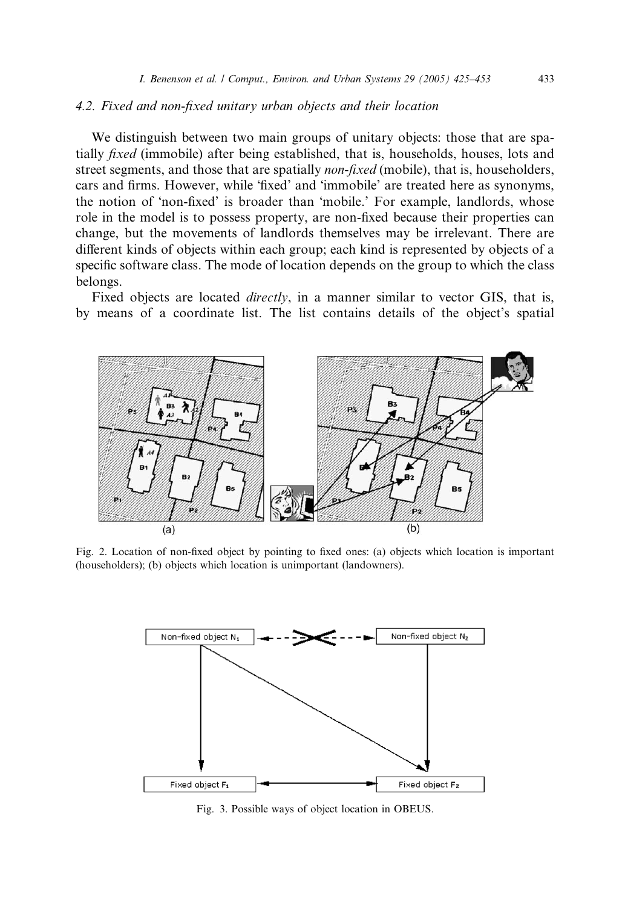### 4.2. Fixed and non-fixed unitary urban objects and their location

We distinguish between two main groups of unitary objects: those that are spatially *fixed* (immobile) after being established, that is, households, houses, lots and street segments, and those that are spatially *non-fixed* (mobile), that is, householders, cars and firms. However, while 'fixed' and 'immobile' are treated here as synonyms, the notion of 'non-fixed' is broader than 'mobile.' For example, landlords, whose role in the model is to possess property, are non-fixed because their properties can change, but the movements of landlords themselves may be irrelevant. There are different kinds of objects within each group; each kind is represented by objects of a specific software class. The mode of location depends on the group to which the class belongs.

Fixed objects are located *directly*, in a manner similar to vector GIS, that is, by means of a coordinate list. The list contains details of the object's spatial

Fig. 2. Location of non-fixed object by pointing to fixed ones: (a) objects which location is important (householders); (b) objects which location is unimportant (landowners).

Fig. 3. Possible ways of object location in OBEUS.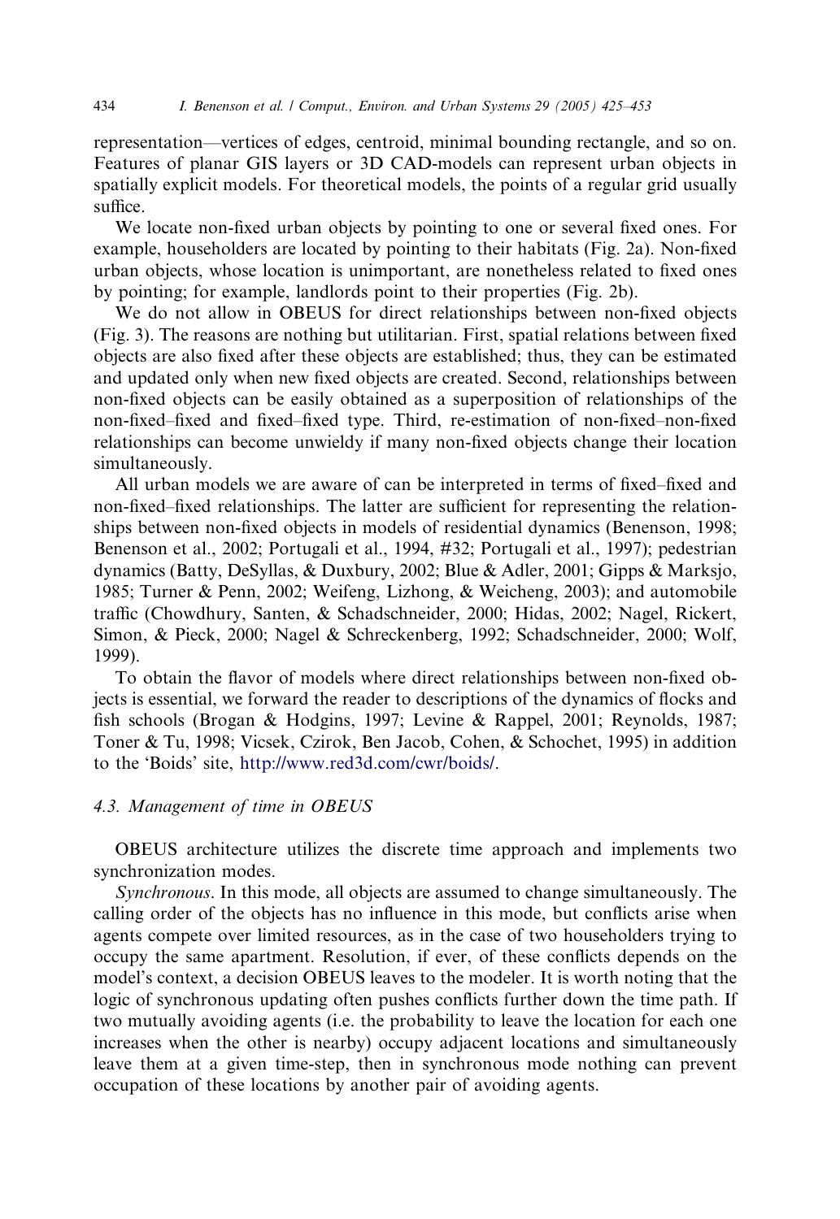representation—vertices of edges, centroid, minimal bounding rectangle, and so on. Features of planar GIS layers or 3D CAD-models can represent urban objects in spatially explicit models. For theoretical models, the points of a regular grid usually suffice.

We locate non-fixed urban objects by pointing to one or several fixed ones. For example, householders are located by pointing to their habitats (Fig. 2a). Non-fixed urban objects, whose location is unimportant, are nonetheless related to fixed ones by pointing; for example, landlords point to their properties (Fig. 2b).

We do not allow in OBEUS for direct relationships between non-fixed objects (Fig. 3). The reasons are nothing but utilitarian. First, spatial relations between fixed objects are also fixed after these objects are established; thus, they can be estimated and updated only when new fixed objects are created. Second, relationships between non-fixed objects can be easily obtained as a superposition of relationships of the non-fixed–fixed and fixed–fixed type. Third, re-estimation of non-fixed–non-fixed relationships can become unwieldy if many non-fixed objects change their location simultaneously.

All urban models we are aware of can be interpreted in terms of fixed–fixed and non-fixed–fixed relationships. The latter are sufficient for representing the relationships between non-fixed objects in models of residential dynamics (Benenson, 1998; Benenson et al., 2002; Portugali et al., 1994, #32; Portugali et al., 1997); pedestrian dynamics (Batty, DeSyllas, & Duxbury, 2002; Blue & Adler, 2001; Gipps & Marksjo, 1985; Turner & Penn, 2002; Weifeng, Lizhong, & Weicheng, 2003); and automobile traffic (Chowdhury, Santen, & Schadschneider, 2000; Hidas, 2002; Nagel, Rickert, Simon, & Pieck, 2000; Nagel & Schreckenberg, 1992; Schadschneider, 2000; Wolf, 1999).

To obtain the flavor of models where direct relationships between non-fixed objects is essential, we forward the reader to descriptions of the dynamics of flocks and fish schools (Brogan & Hodgins, 1997; Levine & Rappel, 2001; Reynolds, 1987; Toner & Tu, 1998; Vicsek, Czirok, Ben Jacob, Cohen, & Schochet, 1995) in addition to the 'Boids' site, http://www.red3d.com/cwr/boids/.

### 4.3. Management of time in OBEUS

OBEUS architecture utilizes the discrete time approach and implements two synchronization modes.

*Synchronous*. In this mode, all objects are assumed to change simultaneously. The calling order of the objects has no influence in this mode, but conflicts arise when agents compete over limited resources, as in the case of two householders trying to occupy the same apartment. Resolution, if ever, of these conflicts depends on the model's context, a decision OBEUS leaves to the modeler. It is worth noting that the logic of synchronous updating often pushes conflicts further down the time path. If two mutually avoiding agents (i.e. the probability to leave the location for each one increases when the other is nearby) occupy adjacent locations and simultaneously leave them at a given time-step, then in synchronous mode nothing can prevent occupation of these locations by another pair of avoiding agents.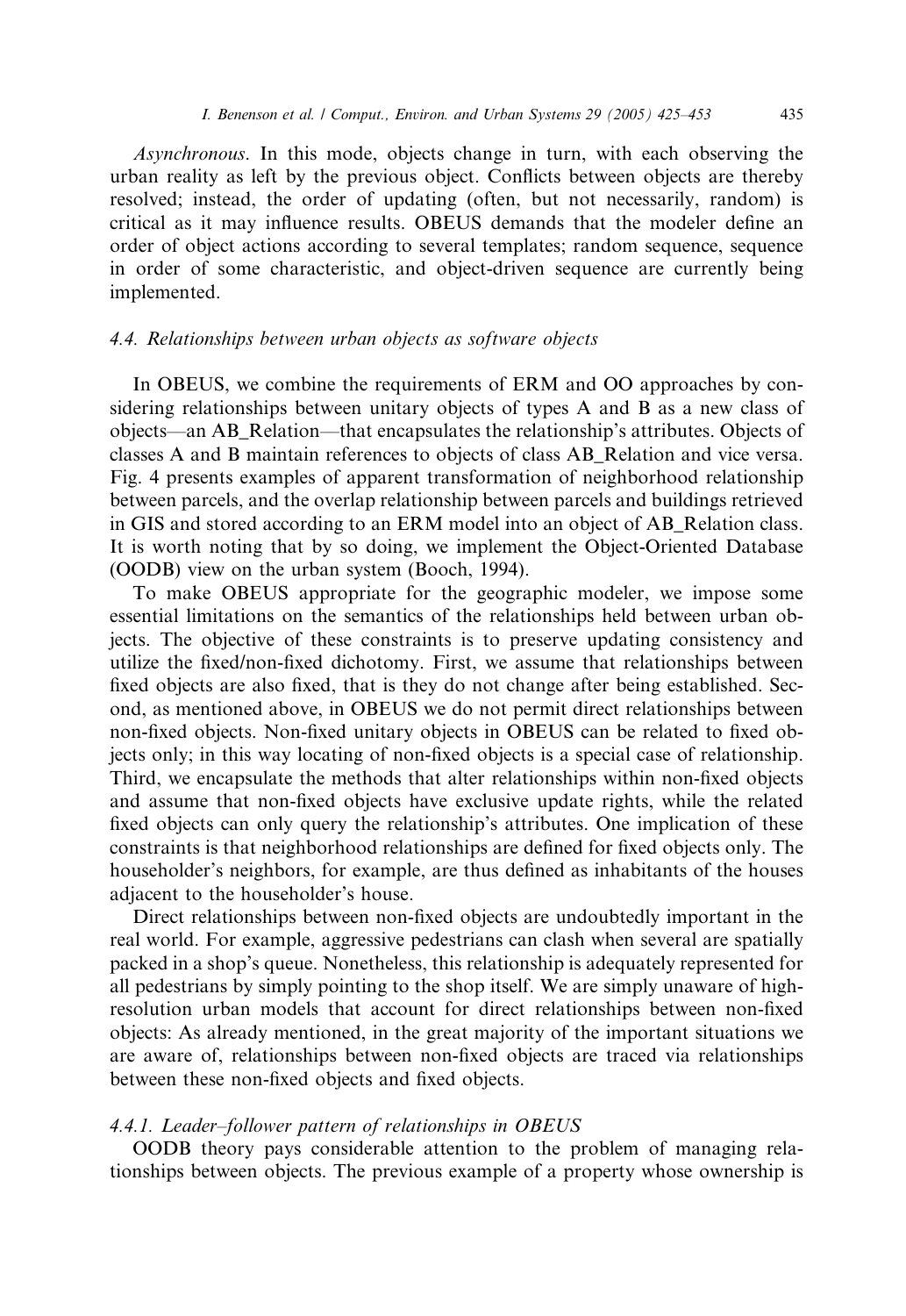*Asynchronous*. In this mode, objects change in turn, with each observing the urban reality as left by the previous object. Conflicts between objects are thereby resolved; instead, the order of updating (often, but not necessarily, random) is critical as it may influence results. OBEUS demands that the modeler define an order of object actions according to several templates; random sequence, sequence in order of some characteristic, and object-driven sequence are currently being implemented.

### 4.4. Relationships between urban objects as software objects

In OBEUS, we combine the requirements of ERM and OO approaches by considering relationships between unitary objects of types A and B as a new class of objects—an AB_Relation—that encapsulates the relationship's attributes. Objects of classes A and B maintain references to objects of class AB_Relation and vice versa. Fig. 4 presents examples of apparent transformation of neighborhood relationship between parcels, and the overlap relationship between parcels and buildings retrieved in GIS and stored according to an ERM model into an object of AB_Relation class. It is worth noting that by so doing, we implement the Object-Oriented Database (OODB) view on the urban system (Booch, 1994).

To make OBEUS appropriate for the geographic modeler, we impose some essential limitations on the semantics of the relationships held between urban objects. The objective of these constraints is to preserve updating consistency and utilize the fixed/non-fixed dichotomy. First, we assume that relationships between fixed objects are also fixed, that is they do not change after being established. Second, as mentioned above, in OBEUS we do not permit direct relationships between non-fixed objects. Non-fixed unitary objects in OBEUS can be related to fixed objects only; in this way locating of non-fixed objects is a special case of relationship. Third, we encapsulate the methods that alter relationships within non-fixed objects and assume that non-fixed objects have exclusive update rights, while the related fixed objects can only query the relationship's attributes. One implication of these constraints is that neighborhood relationships are defined for fixed objects only. The householder's neighbors, for example, are thus defined as inhabitants of the houses adjacent to the householder's house.

Direct relationships between non-fixed objects are undoubtedly important in the real world. For example, aggressive pedestrians can clash when several are spatially packed in a shop's queue. Nonetheless, this relationship is adequately represented for all pedestrians by simply pointing to the shop itself. We are simply unaware of high-resolution urban models that account for direct relationships between non-fixed objects: As already mentioned, in the great majority of the important situations we are aware of, relationships between non-fixed objects are traced via relationships between these non-fixed objects and fixed objects.

#### 4.4.1. Leader–follower pattern of relationships in OBEUS

OODB theory pays considerable attention to the problem of managing relationships between objects. The previous example of a property whose ownership is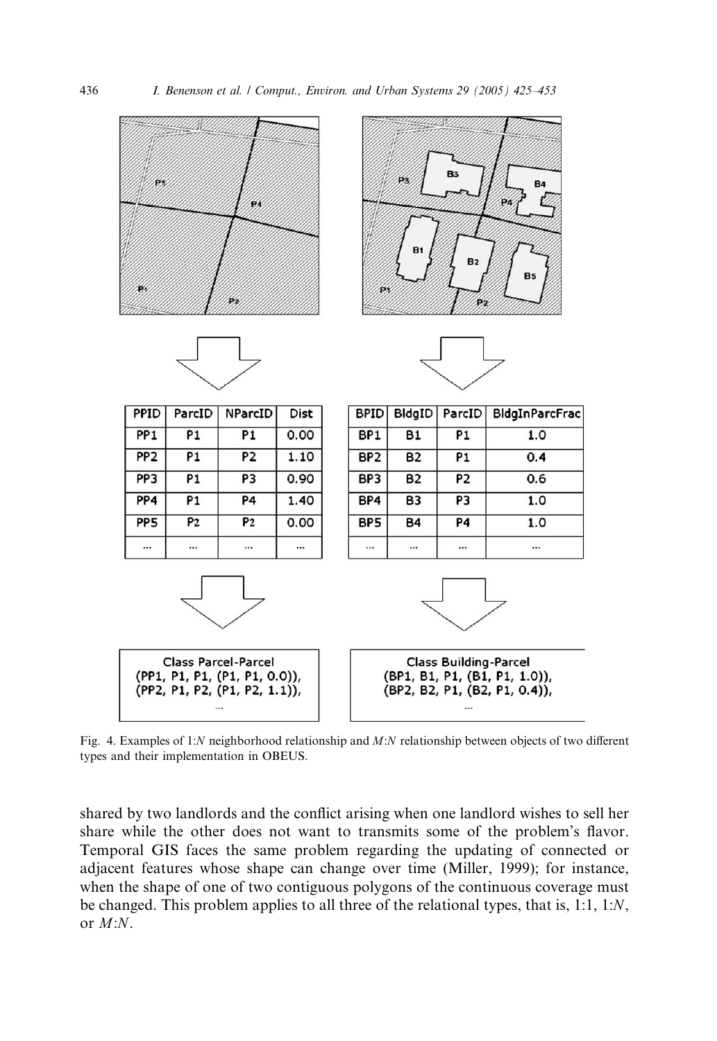| PPID | ParcID | NParcID | Dist |
| --- | --- | --- | --- |
| PP1 | P1 | P1 | 0.00 |
| PP2 | P1 | P2 | 1.10 |
| PP3 | P1 | P3 | 0.90 |
| PP4 | P1 | P4 | 1.40 |
| PP5 | P2 | P2 | 0.00 |
| ... | ... | ... | ... |

| BPID | BldgID | ParcID | BldgInParcFrac |
| --- | --- | --- | --- |
| BP1 | B1 | P1 | 1.0 |
| BP2 | B2 | P1 | 0.4 |
| BP3 | B2 | P2 | 0.6 |
| BP4 | B3 | P3 | 1.0 |
| BP5 | B4 | P4 | 1.0 |
| ... | ... | ... | ... |

Class Parcel-Parcel
(PP1, P1, P1, (P1, P1, 0.0)),
(PP2, P1, P2, (P1, P2, 1.1)),
...

Class Building-Parcel
(BP1, B1, P1, (B1, P1, 1.0)),
(BP2, B2, P1, (B2, P1, 0.4)),
...

Fig. 4. Examples of 1:*N* neighborhood relationship and *M*:*N* relationship between objects of two different types and their implementation in OBEUS.

shared by two landlords and the conflict arising when one landlord wishes to sell her share while the other does not want to transmits some of the problem's flavor. Temporal GIS faces the same problem regarding the updating of connected or adjacent features whose shape can change over time (Miller, 1999); for instance, when the shape of one of two contiguous polygons of the continuous coverage must be changed. This problem applies to all three of the relational types, that is, 1:1, 1:*N*, or *M*:*N*.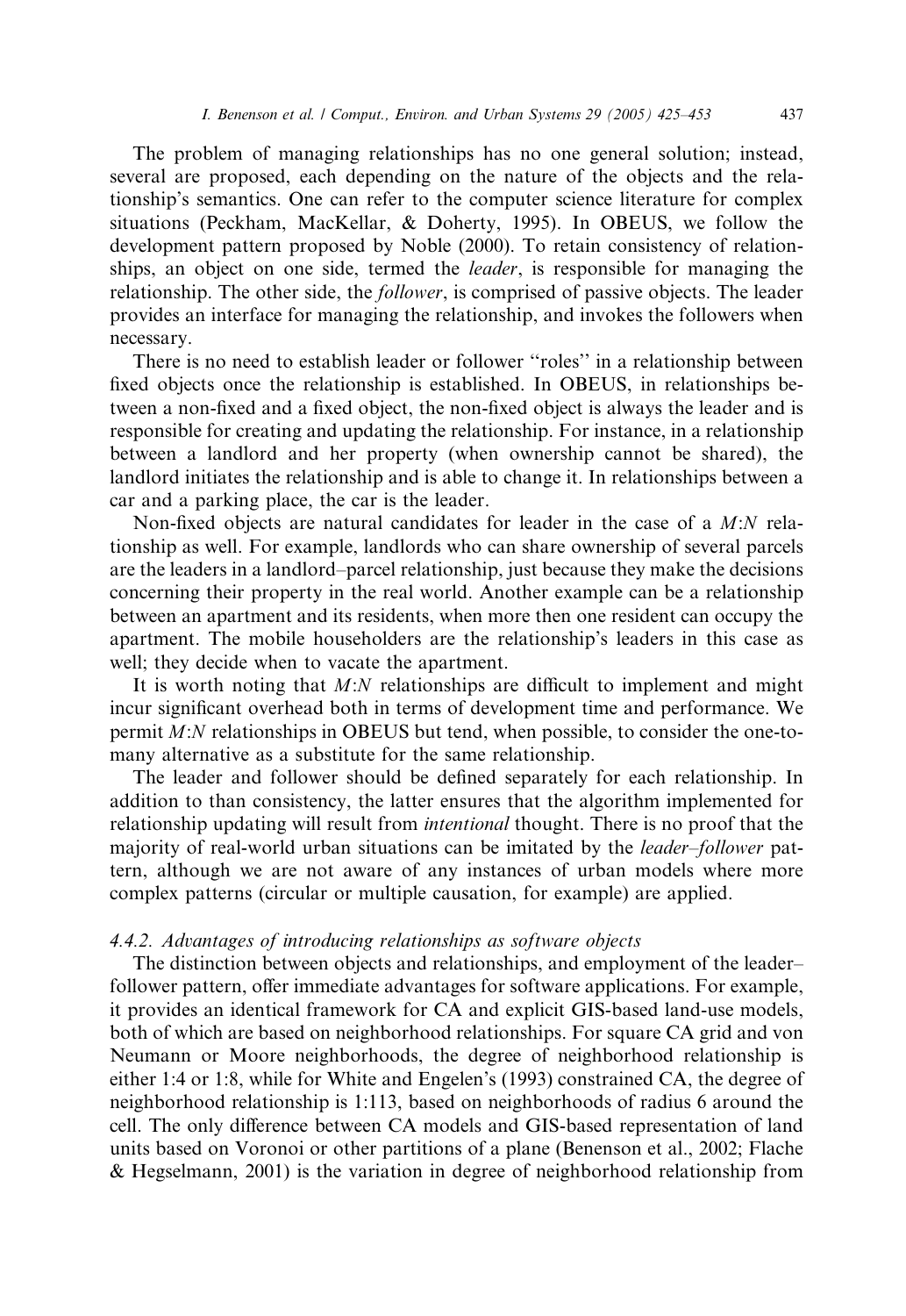The problem of managing relationships has no one general solution; instead, several are proposed, each depending on the nature of the objects and the relationship's semantics. One can refer to the computer science literature for complex situations (Peckham, MacKellar, & Doherty, 1995). In OBEUS, we follow the development pattern proposed by Noble (2000). To retain consistency of relationships, an object on one side, termed the *leader*, is responsible for managing the relationship. The other side, the *follower*, is comprised of passive objects. The leader provides an interface for managing the relationship, and invokes the followers when necessary.

There is no need to establish leader or follower "roles" in a relationship between fixed objects once the relationship is established. In OBEUS, in relationships between a non-fixed and a fixed object, the non-fixed object is always the leader and is responsible for creating and updating the relationship. For instance, in a relationship between a landlord and her property (when ownership cannot be shared), the landlord initiates the relationship and is able to change it. In relationships between a car and a parking place, the car is the leader.

Non-fixed objects are natural candidates for leader in the case of a $M$:$N$ relationship as well. For example, landlords who can share ownership of several parcels are the leaders in a landlord–parcel relationship, just because they make the decisions concerning their property in the real world. Another example can be a relationship between an apartment and its residents, when more then one resident can occupy the apartment. The mobile householders are the relationship's leaders in this case as well; they decide when to vacate the apartment.

It is worth noting that $M$:$N$ relationships are difficult to implement and might incur significant overhead both in terms of development time and performance. We permit $M$:$N$ relationships in OBEUS but tend, when possible, to consider the one-to-many alternative as a substitute for the same relationship.

The leader and follower should be defined separately for each relationship. In addition to than consistency, the latter ensures that the algorithm implemented for relationship updating will result from *intentional* thought. There is no proof that the majority of real-world urban situations can be imitated by the *leader–follower* pattern, although we are not aware of any instances of urban models where more complex patterns (circular or multiple causation, for example) are applied.

#### *4.4.2. Advantages of introducing relationships as software objects*

The distinction between objects and relationships, and employment of the leader–follower pattern, offer immediate advantages for software applications. For example, it provides an identical framework for CA and explicit GIS-based land-use models, both of which are based on neighborhood relationships. For square CA grid and von Neumann or Moore neighborhoods, the degree of neighborhood relationship is either 1:4 or 1:8, while for White and Engelen's (1993) constrained CA, the degree of neighborhood relationship is 1:113, based on neighborhoods of radius 6 around the cell. The only difference between CA models and GIS-based representation of land units based on Voronoi or other partitions of a plane (Benenson et al., 2002; Flache & Hegselmann, 2001) is the variation in degree of neighborhood relationship from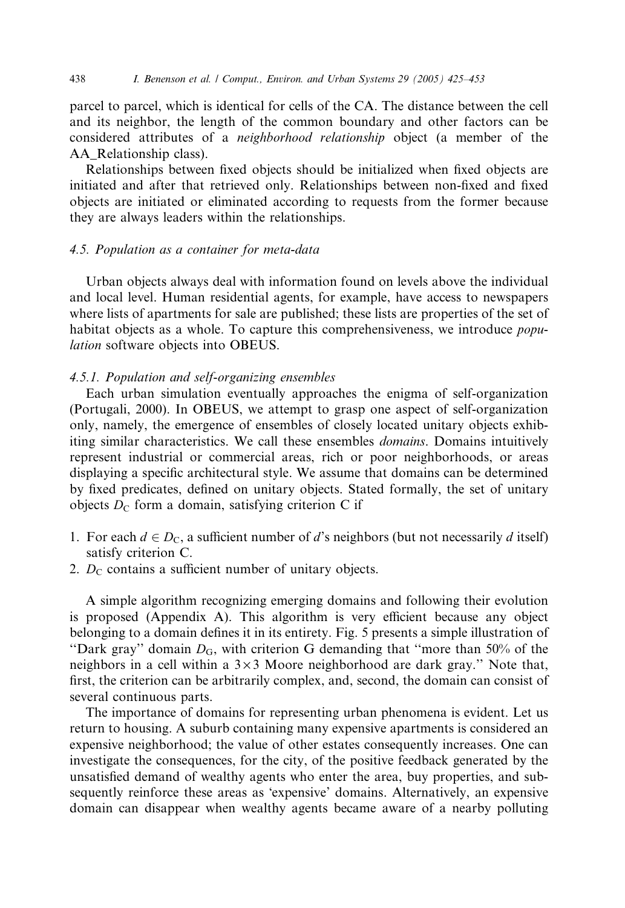parcel to parcel, which is identical for cells of the CA. The distance between the cell and its neighbor, the length of the common boundary and other factors can be considered attributes of a *neighborhood relationship* object (a member of the AA_Relationship class).

Relationships between fixed objects should be initialized when fixed objects are initiated and after that retrieved only. Relationships between non-fixed and fixed objects are initiated or eliminated according to requests from the former because they are always leaders within the relationships.

### 4.5. Population as a container for meta-data

Urban objects always deal with information found on levels above the individual and local level. Human residential agents, for example, have access to newspapers where lists of apartments for sale are published; these lists are properties of the set of habitat objects as a whole. To capture this comprehensiveness, we introduce *population* software objects into OBEUS.

#### 4.5.1. Population and self-organizing ensembles

Each urban simulation eventually approaches the enigma of self-organization (Portugali, 2000). In OBEUS, we attempt to grasp one aspect of self-organization only, namely, the emergence of ensembles of closely located unitary objects exhibiting similar characteristics. We call these ensembles *domains*. Domains intuitively represent industrial or commercial areas, rich or poor neighborhoods, or areas displaying a specific architectural style. We assume that domains can be determined by fixed predicates, defined on unitary objects. Stated formally, the set of unitary objects $D_C$ form a domain, satisfying criterion C if

1. For each $d \in D_C$, a sufficient number of *d*'s neighbors (but not necessarily *d* itself) satisfy criterion C.
2. $D_C$ contains a sufficient number of unitary objects.

A simple algorithm recognizing emerging domains and following their evolution is proposed (Appendix A). This algorithm is very efficient because any object belonging to a domain defines it in its entirety. Fig. 5 presents a simple illustration of "Dark gray" domain $D_G$, with criterion G demanding that "more than 50% of the neighbors in a cell within a $3 \times 3$ Moore neighborhood are dark gray." Note that, first, the criterion can be arbitrarily complex, and, second, the domain can consist of several continuous parts.

The importance of domains for representing urban phenomena is evident. Let us return to housing. A suburb containing many expensive apartments is considered an expensive neighborhood; the value of other estates consequently increases. One can investigate the consequences, for the city, of the positive feedback generated by the unsatisfied demand of wealthy agents who enter the area, buy properties, and subsequently reinforce these areas as 'expensive' domains. Alternatively, an expensive domain can disappear when wealthy agents became aware of a nearby polluting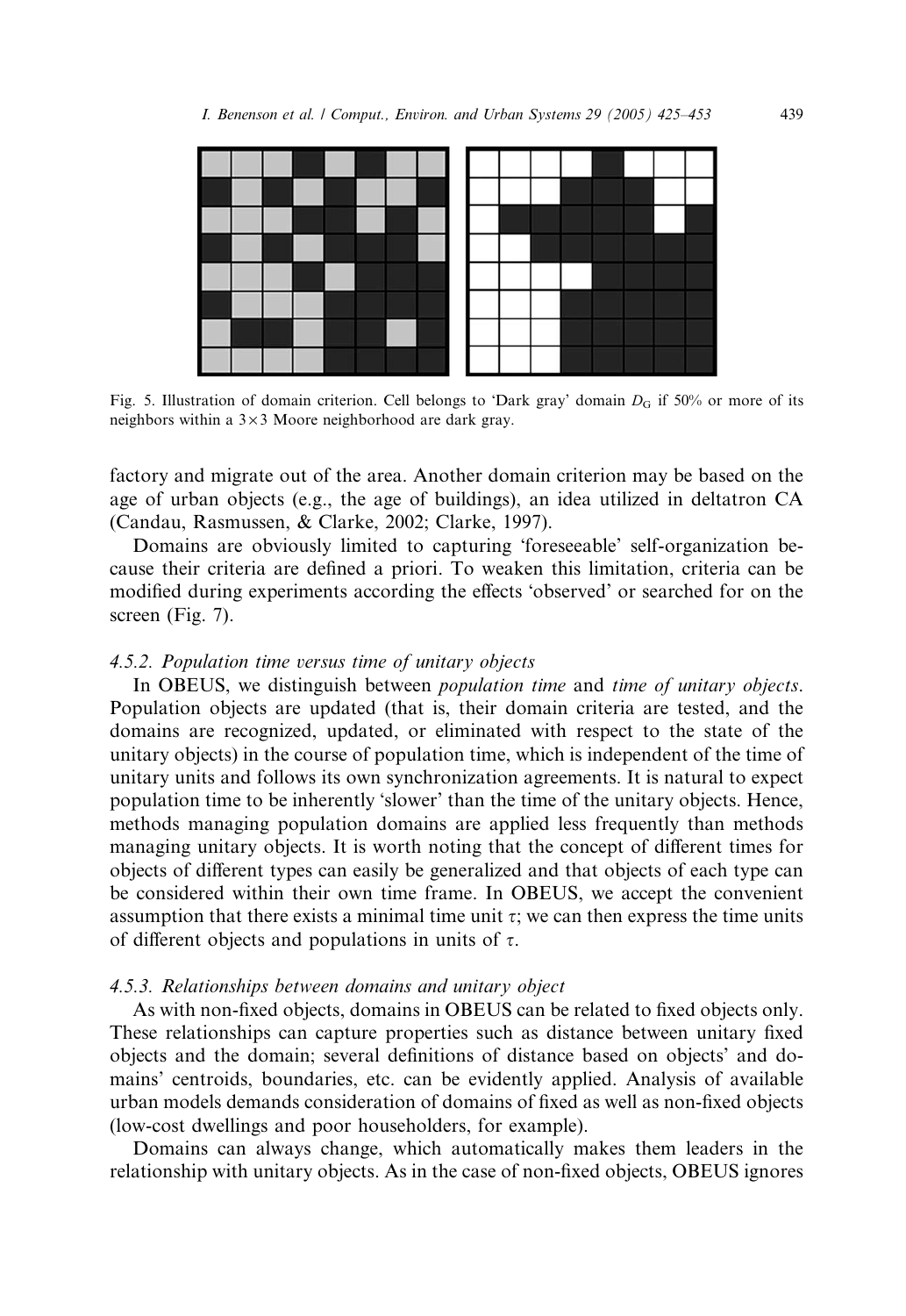Fig. 5. Illustration of domain criterion. Cell belongs to 'Dark gray' domain $D_G$ if 50% or more of its neighbors within a $3\times3$ Moore neighborhood are dark gray.

factory and migrate out of the area. Another domain criterion may be based on the age of urban objects (e.g., the age of buildings), an idea utilized in deltatron CA (Candau, Rasmussen, & Clarke, 2002; Clarke, 1997).

Domains are obviously limited to capturing 'foreseeable' self-organization because their criteria are defined a priori. To weaken this limitation, criteria can be modified during experiments according the effects 'observed' or searched for on the screen (Fig. 7).

#### 4.5.2. Population time versus time of unitary objects

In OBEUS, we distinguish between *population time* and *time of unitary objects*. Population objects are updated (that is, their domain criteria are tested, and the domains are recognized, updated, or eliminated with respect to the state of the unitary objects) in the course of population time, which is independent of the time of unitary units and follows its own synchronization agreements. It is natural to expect population time to be inherently 'slower' than the time of the unitary objects. Hence, methods managing population domains are applied less frequently than methods managing unitary objects. It is worth noting that the concept of different times for objects of different types can easily be generalized and that objects of each type can be considered within their own time frame. In OBEUS, we accept the convenient assumption that there exists a minimal time unit $\tau$; we can then express the time units of different objects and populations in units of $\tau$.

#### 4.5.3. Relationships between domains and unitary object

As with non-fixed objects, domains in OBEUS can be related to fixed objects only. These relationships can capture properties such as distance between unitary fixed objects and the domain; several definitions of distance based on objects' and domains' centroids, boundaries, etc. can be evidently applied. Analysis of available urban models demands consideration of domains of fixed as well as non-fixed objects (low-cost dwellings and poor householders, for example).

Domains can always change, which automatically makes them leaders in the relationship with unitary objects. As in the case of non-fixed objects, OBEUS ignores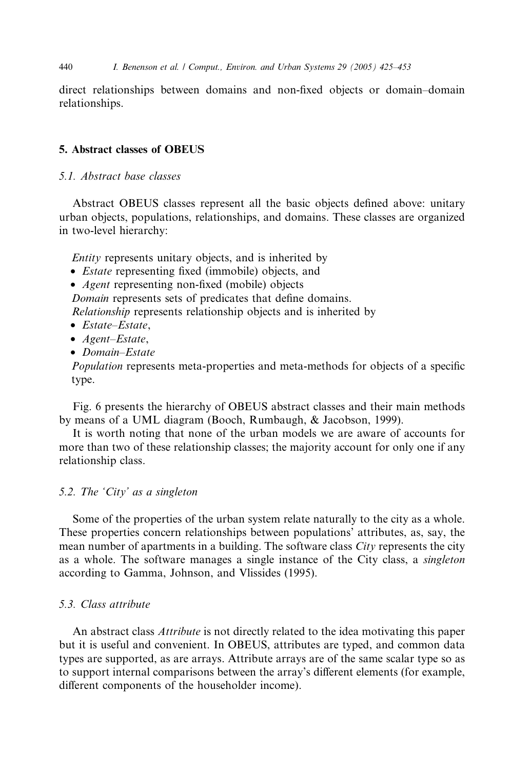direct relationships between domains and non-fixed objects or domain–domain relationships.

## 5. Abstract classes of OBEUS

### 5.1. Abstract base classes

Abstract OBEUS classes represent all the basic objects defined above: unitary urban objects, populations, relationships, and domains. These classes are organized in two-level hierarchy:

*Entity* represents unitary objects, and is inherited by

- *Estate* representing fixed (immobile) objects, and
- *Agent* representing non-fixed (mobile) objects

*Domain* represents sets of predicates that define domains.

*Relationship* represents relationship objects and is inherited by

- *Estate–Estate*,
- *Agent–Estate*,
- *Domain–Estate*

*Population* represents meta-properties and meta-methods for objects of a specific type.

Fig. 6 presents the hierarchy of OBEUS abstract classes and their main methods by means of a UML diagram (Booch, Rumbaugh, & Jacobson, 1999).

It is worth noting that none of the urban models we are aware of accounts for more than two of these relationship classes; the majority account for only one if any relationship class.

### 5.2. The 'City' as a singleton

Some of the properties of the urban system relate naturally to the city as a whole. These properties concern relationships between populations' attributes, as, say, the mean number of apartments in a building. The software class *City* represents the city as a whole. The software manages a single instance of the City class, a *singleton* according to Gamma, Johnson, and Vlissides (1995).

### 5.3. Class attribute

An abstract class *Attribute* is not directly related to the idea motivating this paper but it is useful and convenient. In OBEUS, attributes are typed, and common data types are supported, as are arrays. Attribute arrays are of the same scalar type so as to support internal comparisons between the array's different elements (for example, different components of the householder income).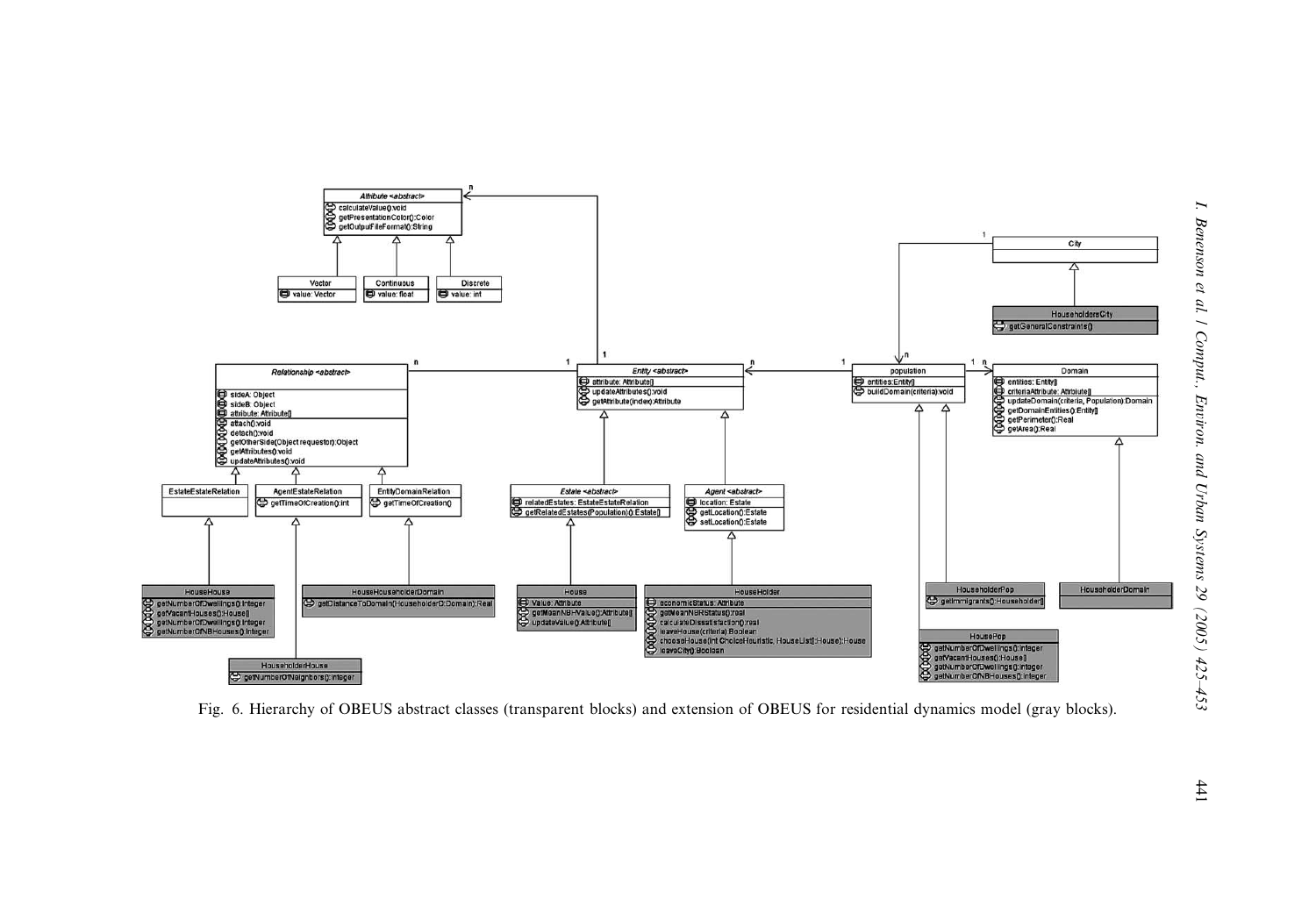Fig. 6. Hierarchy of OBEUS abstract classes (transparent blocks) and extension of OBEUS for residential dynamics model (gray blocks).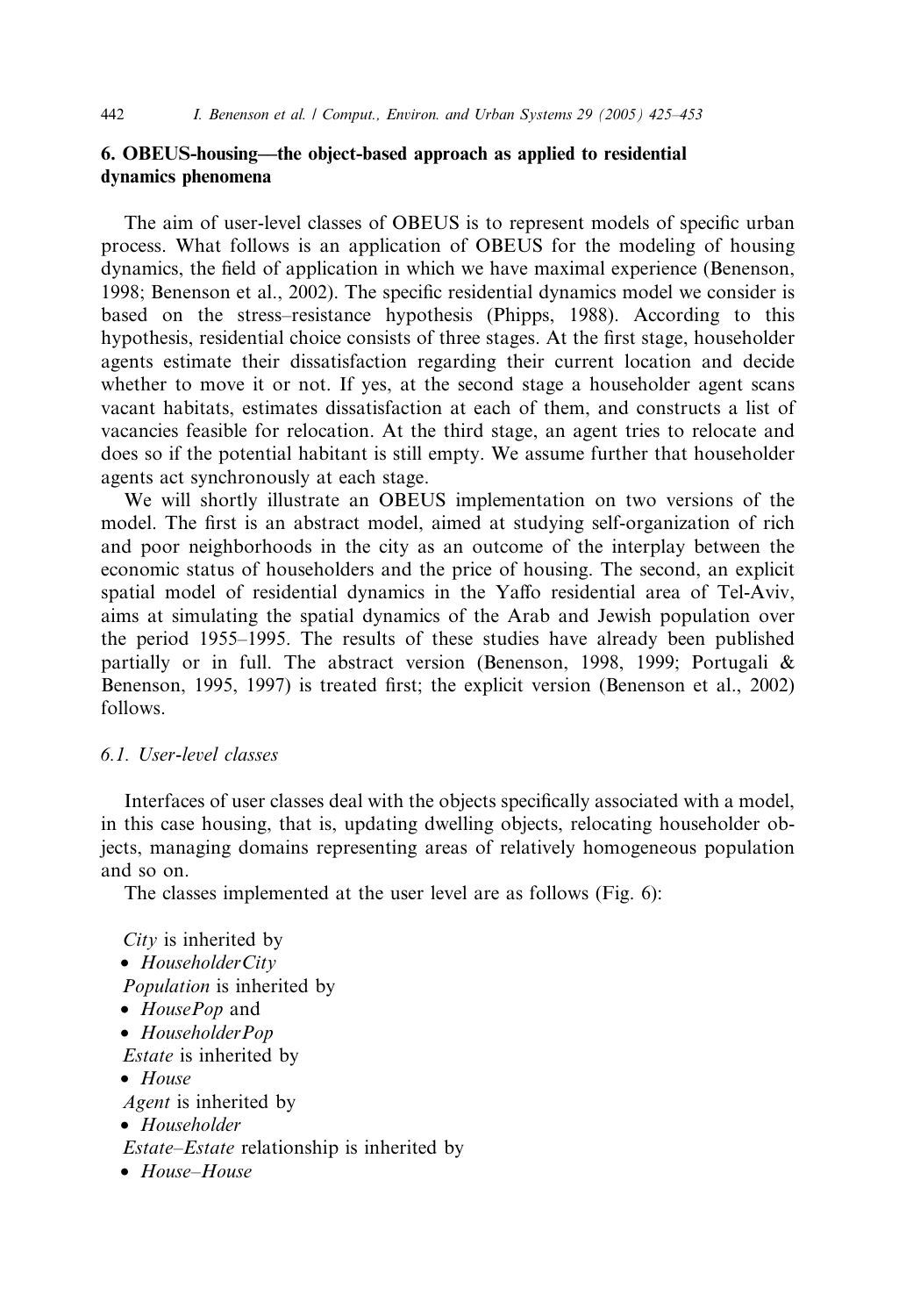## 6. OBEUS-housing—the object-based approach as applied to residential dynamics phenomena

The aim of user-level classes of OBEUS is to represent models of specific urban process. What follows is an application of OBEUS for the modeling of housing dynamics, the field of application in which we have maximal experience (Benenson, 1998; Benenson et al., 2002). The specific residential dynamics model we consider is based on the stress–resistance hypothesis (Phipps, 1988). According to this hypothesis, residential choice consists of three stages. At the first stage, householder agents estimate their dissatisfaction regarding their current location and decide whether to move it or not. If yes, at the second stage a householder agent scans vacant habitats, estimates dissatisfaction at each of them, and constructs a list of vacancies feasible for relocation. At the third stage, an agent tries to relocate and does so if the potential habitant is still empty. We assume further that householder agents act synchronously at each stage.

We will shortly illustrate an OBEUS implementation on two versions of the model. The first is an abstract model, aimed at studying self-organization of rich and poor neighborhoods in the city as an outcome of the interplay between the economic status of householders and the price of housing. The second, an explicit spatial model of residential dynamics in the Yaffo residential area of Tel-Aviv, aims at simulating the spatial dynamics of the Arab and Jewish population over the period 1955–1995. The results of these studies have already been published partially or in full. The abstract version (Benenson, 1998, 1999; Portugali & Benenson, 1995, 1997) is treated first; the explicit version (Benenson et al., 2002) follows.

### 6.1. User-level classes

Interfaces of user classes deal with the objects specifically associated with a model, in this case housing, that is, updating dwelling objects, relocating householder objects, managing domains representing areas of relatively homogeneous population and so on.

The classes implemented at the user level are as follows (Fig. 6):

*City* is inherited by
- *HouseholderCity*

*Population* is inherited by
- *HousePop* and
- *HouseholderPop*

*Estate* is inherited by
- *House*

*Agent* is inherited by
- *Householder*

*Estate–Estate* relationship is inherited by
- *House–House*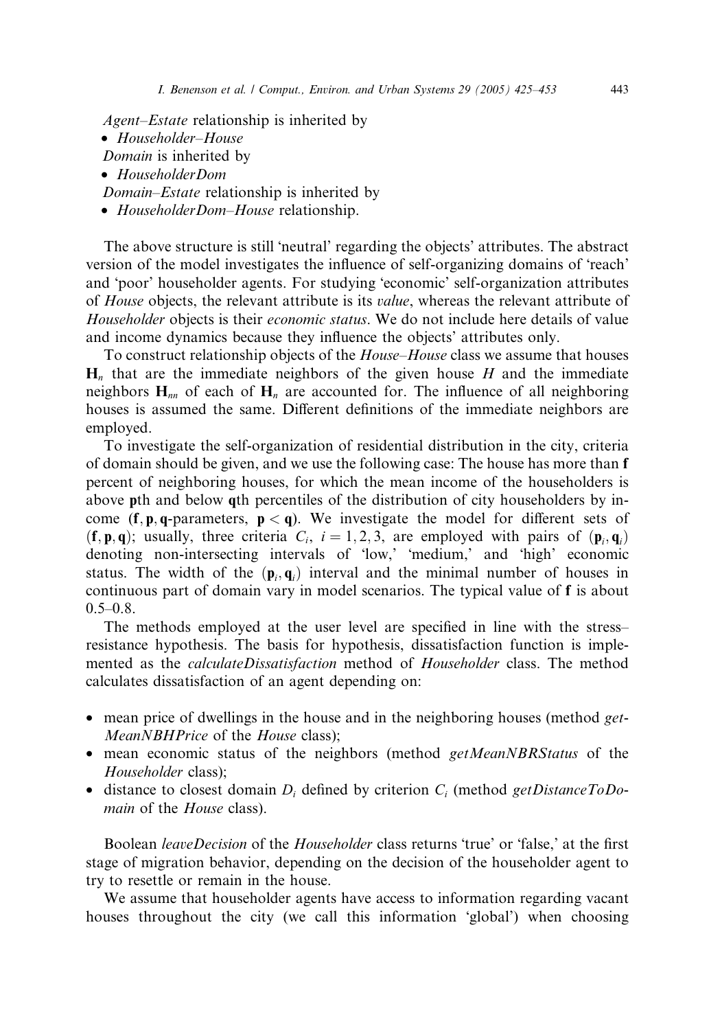*Agent–Estate* relationship is inherited by

- *Householder–House*

*Domain* is inherited by

- *HouseholderDom*

*Domain–Estate* relationship is inherited by

- *HouseholderDom–House* relationship.

The above structure is still 'neutral' regarding the objects' attributes. The abstract version of the model investigates the influence of self-organizing domains of 'reach' and 'poor' householder agents. For studying 'economic' self-organization attributes of *House* objects, the relevant attribute is its *value*, whereas the relevant attribute of *Householder* objects is their *economic status*. We do not include here details of value and income dynamics because they influence the objects' attributes only.

To construct relationship objects of the *House–House* class we assume that houses $\mathbf{H}_n$ that are the immediate neighbors of the given house $H$ and the immediate neighbors $\mathbf{H}_{nn}$ of each of $\mathbf{H}_n$ are accounted for. The influence of all neighboring houses is assumed the same. Different definitions of the immediate neighbors are employed.

To investigate the self-organization of residential distribution in the city, criteria of domain should be given, and we use the following case: The house has more than $\mathbf{f}$ percent of neighboring houses, for which the mean income of the householders is above $\mathbf{p}$th and below $\mathbf{q}$th percentiles of the distribution of city householders by income ($\mathbf{f}, \mathbf{p}, \mathbf{q}$-parameters, $\mathbf{p} < \mathbf{q}$). We investigate the model for different sets of $(\mathbf{f}, \mathbf{p}, \mathbf{q})$; usually, three criteria $C_i$, $i = 1, 2, 3$, are employed with pairs of $(\mathbf{p}_i, \mathbf{q}_i)$ denoting non-intersecting intervals of 'low,' 'medium,' and 'high' economic status. The width of the $(\mathbf{p}_i, \mathbf{q}_i)$ interval and the minimal number of houses in continuous part of domain vary in model scenarios. The typical value of $\mathbf{f}$ is about 0.5–0.8.

The methods employed at the user level are specified in line with the stress–resistance hypothesis. The basis for hypothesis, dissatisfaction function is implemented as the *calculateDissatisfaction* method of *Householder* class. The method calculates dissatisfaction of an agent depending on:

- mean price of dwellings in the house and in the neighboring houses (method *getMeanNBHPrice* of the *House* class);
- mean economic status of the neighbors (method *getMeanNBRStatus* of the *Householder* class);
- distance to closest domain $D_i$ defined by criterion $C_i$ (method *getDistanceToDomain* of the *House* class).

Boolean *leaveDecision* of the *Householder* class returns 'true' or 'false,' at the first stage of migration behavior, depending on the decision of the householder agent to try to resettle or remain in the house.

We assume that householder agents have access to information regarding vacant houses throughout the city (we call this information 'global') when choosing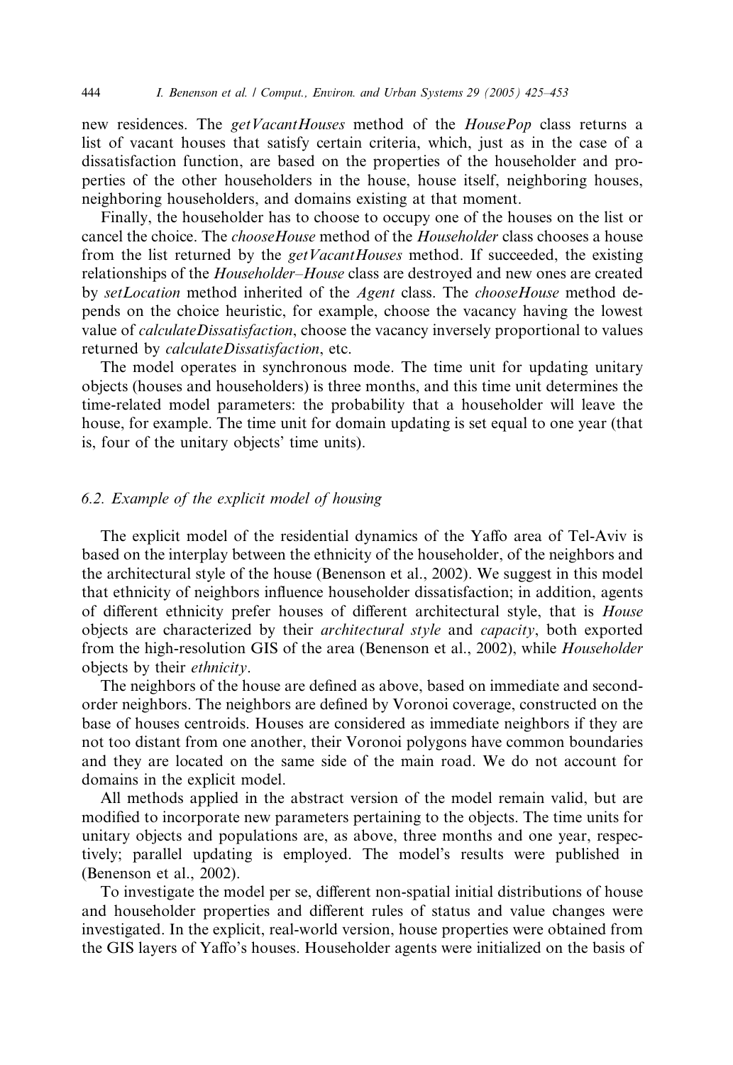new residences. The *getVacantHouses* method of the *HousePop* class returns a list of vacant houses that satisfy certain criteria, which, just as in the case of a dissatisfaction function, are based on the properties of the householder and properties of the other householders in the house, house itself, neighboring houses, neighboring householders, and domains existing at that moment.

Finally, the householder has to choose to occupy one of the houses on the list or cancel the choice. The *chooseHouse* method of the *Householder* class chooses a house from the list returned by the *getVacantHouses* method. If succeeded, the existing relationships of the *Householder–House* class are destroyed and new ones are created by *setLocation* method inherited of the *Agent* class. The *chooseHouse* method depends on the choice heuristic, for example, choose the vacancy having the lowest value of *calculateDissatisfaction*, choose the vacancy inversely proportional to values returned by *calculateDissatisfaction*, etc.

The model operates in synchronous mode. The time unit for updating unitary objects (houses and householders) is three months, and this time unit determines the time-related model parameters: the probability that a householder will leave the house, for example. The time unit for domain updating is set equal to one year (that is, four of the unitary objects' time units).

### 6.2. Example of the explicit model of housing

The explicit model of the residential dynamics of the Yaffo area of Tel-Aviv is based on the interplay between the ethnicity of the householder, of the neighbors and the architectural style of the house (Benenson et al., 2002). We suggest in this model that ethnicity of neighbors influence householder dissatisfaction; in addition, agents of different ethnicity prefer houses of different architectural style, that is *House* objects are characterized by their *architectural style* and *capacity*, both exported from the high-resolution GIS of the area (Benenson et al., 2002), while *Householder* objects by their *ethnicity*.

The neighbors of the house are defined as above, based on immediate and second-order neighbors. The neighbors are defined by Voronoi coverage, constructed on the base of houses centroids. Houses are considered as immediate neighbors if they are not too distant from one another, their Voronoi polygons have common boundaries and they are located on the same side of the main road. We do not account for domains in the explicit model.

All methods applied in the abstract version of the model remain valid, but are modified to incorporate new parameters pertaining to the objects. The time units for unitary objects and populations are, as above, three months and one year, respectively; parallel updating is employed. The model's results were published in (Benenson et al., 2002).

To investigate the model per se, different non-spatial initial distributions of house and householder properties and different rules of status and value changes were investigated. In the explicit, real-world version, house properties were obtained from the GIS layers of Yaffo's houses. Householder agents were initialized on the basis of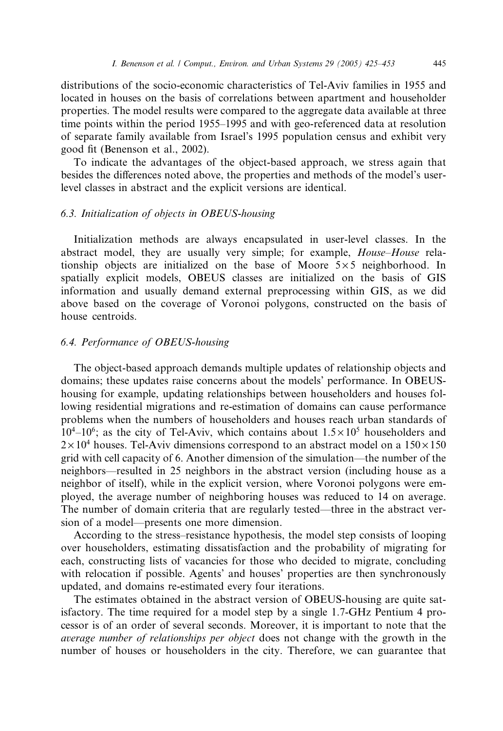distributions of the socio-economic characteristics of Tel-Aviv families in 1955 and located in houses on the basis of correlations between apartment and householder properties. The model results were compared to the aggregate data available at three time points within the period 1955–1995 and with geo-referenced data at resolution of separate family available from Israel's 1995 population census and exhibit very good fit (Benenson et al., 2002).

To indicate the advantages of the object-based approach, we stress again that besides the differences noted above, the properties and methods of the model's user-level classes in abstract and the explicit versions are identical.

### 6.3. Initialization of objects in OBEUS-housing

Initialization methods are always encapsulated in user-level classes. In the abstract model, they are usually very simple; for example, *House–House* relationship objects are initialized on the base of Moore $5 \times 5$ neighborhood. In spatially explicit models, OBEUS classes are initialized on the basis of GIS information and usually demand external preprocessing within GIS, as we did above based on the coverage of Voronoi polygons, constructed on the basis of house centroids.

### 6.4. Performance of OBEUS-housing

The object-based approach demands multiple updates of relationship objects and domains; these updates raise concerns about the models' performance. In OBEUS-housing for example, updating relationships between householders and houses following residential migrations and re-estimation of domains can cause performance problems when the numbers of householders and houses reach urban standards of $10^4$–$10^6$; as the city of Tel-Aviv, which contains about $1.5 \times 10^5$ householders and $2 \times 10^4$ houses. Tel-Aviv dimensions correspond to an abstract model on a $150 \times 150$ grid with cell capacity of 6. Another dimension of the simulation—the number of the neighbors—resulted in 25 neighbors in the abstract version (including house as a neighbor of itself), while in the explicit version, where Voronoi polygons were employed, the average number of neighboring houses was reduced to 14 on average. The number of domain criteria that are regularly tested—three in the abstract version of a model—presents one more dimension.

According to the stress–resistance hypothesis, the model step consists of looping over householders, estimating dissatisfaction and the probability of migrating for each, constructing lists of vacancies for those who decided to migrate, concluding with relocation if possible. Agents' and houses' properties are then synchronously updated, and domains re-estimated every four iterations.

The estimates obtained in the abstract version of OBEUS-housing are quite satisfactory. The time required for a model step by a single 1.7-GHz Pentium 4 processor is of an order of several seconds. Moreover, it is important to note that the *average number of relationships per object* does not change with the growth in the number of houses or householders in the city. Therefore, we can guarantee that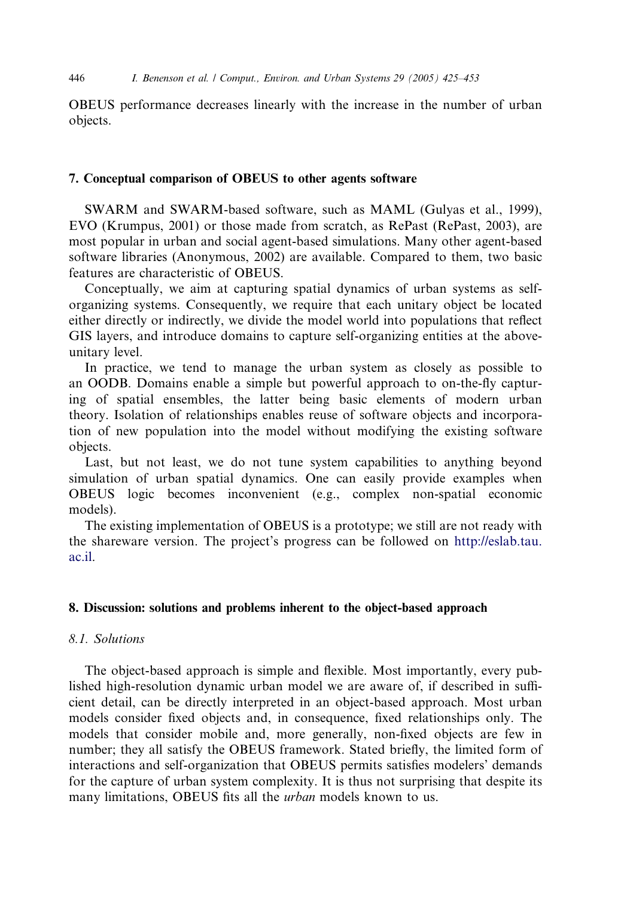OBEUS performance decreases linearly with the increase in the number of urban objects.

## 7. Conceptual comparison of OBEUS to other agents software

SWARM and SWARM-based software, such as MAML (Gulyas et al., 1999), EVO (Krumpus, 2001) or those made from scratch, as RePast (RePast, 2003), are most popular in urban and social agent-based simulations. Many other agent-based software libraries (Anonymous, 2002) are available. Compared to them, two basic features are characteristic of OBEUS.

Conceptually, we aim at capturing spatial dynamics of urban systems as self-organizing systems. Consequently, we require that each unitary object be located either directly or indirectly, we divide the model world into populations that reflect GIS layers, and introduce domains to capture self-organizing entities at the above-unitary level.

In practice, we tend to manage the urban system as closely as possible to an OODB. Domains enable a simple but powerful approach to on-the-fly capturing of spatial ensembles, the latter being basic elements of modern urban theory. Isolation of relationships enables reuse of software objects and incorporation of new population into the model without modifying the existing software objects.

Last, but not least, we do not tune system capabilities to anything beyond simulation of urban spatial dynamics. One can easily provide examples when OBEUS logic becomes inconvenient (e.g., complex non-spatial economic models).

The existing implementation of OBEUS is a prototype; we still are not ready with the shareware version. The project's progress can be followed on http://eslab.tau.ac.il.

## 8. Discussion: solutions and problems inherent to the object-based approach

### 8.1. Solutions

The object-based approach is simple and flexible. Most importantly, every published high-resolution dynamic urban model we are aware of, if described in sufficient detail, can be directly interpreted in an object-based approach. Most urban models consider fixed objects and, in consequence, fixed relationships only. The models that consider mobile and, more generally, non-fixed objects are few in number; they all satisfy the OBEUS framework. Stated briefly, the limited form of interactions and self-organization that OBEUS permits satisfies modelers' demands for the capture of urban system complexity. It is thus not surprising that despite its many limitations, OBEUS fits all the *urban* models known to us.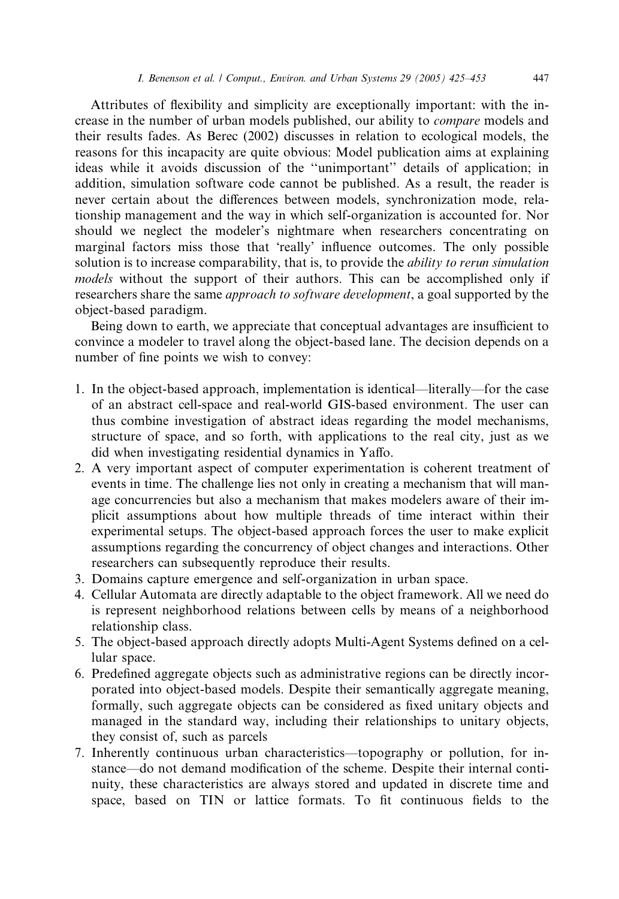Attributes of flexibility and simplicity are exceptionally important: with the increase in the number of urban models published, our ability to *compare* models and their results fades. As Berec (2002) discusses in relation to ecological models, the reasons for this incapacity are quite obvious: Model publication aims at explaining ideas while it avoids discussion of the ''unimportant'' details of application; in addition, simulation software code cannot be published. As a result, the reader is never certain about the differences between models, synchronization mode, relationship management and the way in which self-organization is accounted for. Nor should we neglect the modeler's nightmare when researchers concentrating on marginal factors miss those that 'really' influence outcomes. The only possible solution is to increase comparability, that is, to provide the *ability to rerun simulation models* without the support of their authors. This can be accomplished only if researchers share the same *approach to software development*, a goal supported by the object-based paradigm.

Being down to earth, we appreciate that conceptual advantages are insufficient to convince a modeler to travel along the object-based lane. The decision depends on a number of fine points we wish to convey:

1. In the object-based approach, implementation is identical—literally—for the case of an abstract cell-space and real-world GIS-based environment. The user can thus combine investigation of abstract ideas regarding the model mechanisms, structure of space, and so forth, with applications to the real city, just as we did when investigating residential dynamics in Yaffo.
2. A very important aspect of computer experimentation is coherent treatment of events in time. The challenge lies not only in creating a mechanism that will manage concurrencies but also a mechanism that makes modelers aware of their implicit assumptions about how multiple threads of time interact within their experimental setups. The object-based approach forces the user to make explicit assumptions regarding the concurrency of object changes and interactions. Other researchers can subsequently reproduce their results.
3. Domains capture emergence and self-organization in urban space.
4. Cellular Automata are directly adaptable to the object framework. All we need do is represent neighborhood relations between cells by means of a neighborhood relationship class.
5. The object-based approach directly adopts Multi-Agent Systems defined on a cellular space.
6. Predefined aggregate objects such as administrative regions can be directly incorporated into object-based models. Despite their semantically aggregate meaning, formally, such aggregate objects can be considered as fixed unitary objects and managed in the standard way, including their relationships to unitary objects, they consist of, such as parcels
7. Inherently continuous urban characteristics—topography or pollution, for instance—do not demand modification of the scheme. Despite their internal continuity, these characteristics are always stored and updated in discrete time and space, based on TIN or lattice formats. To fit continuous fields to the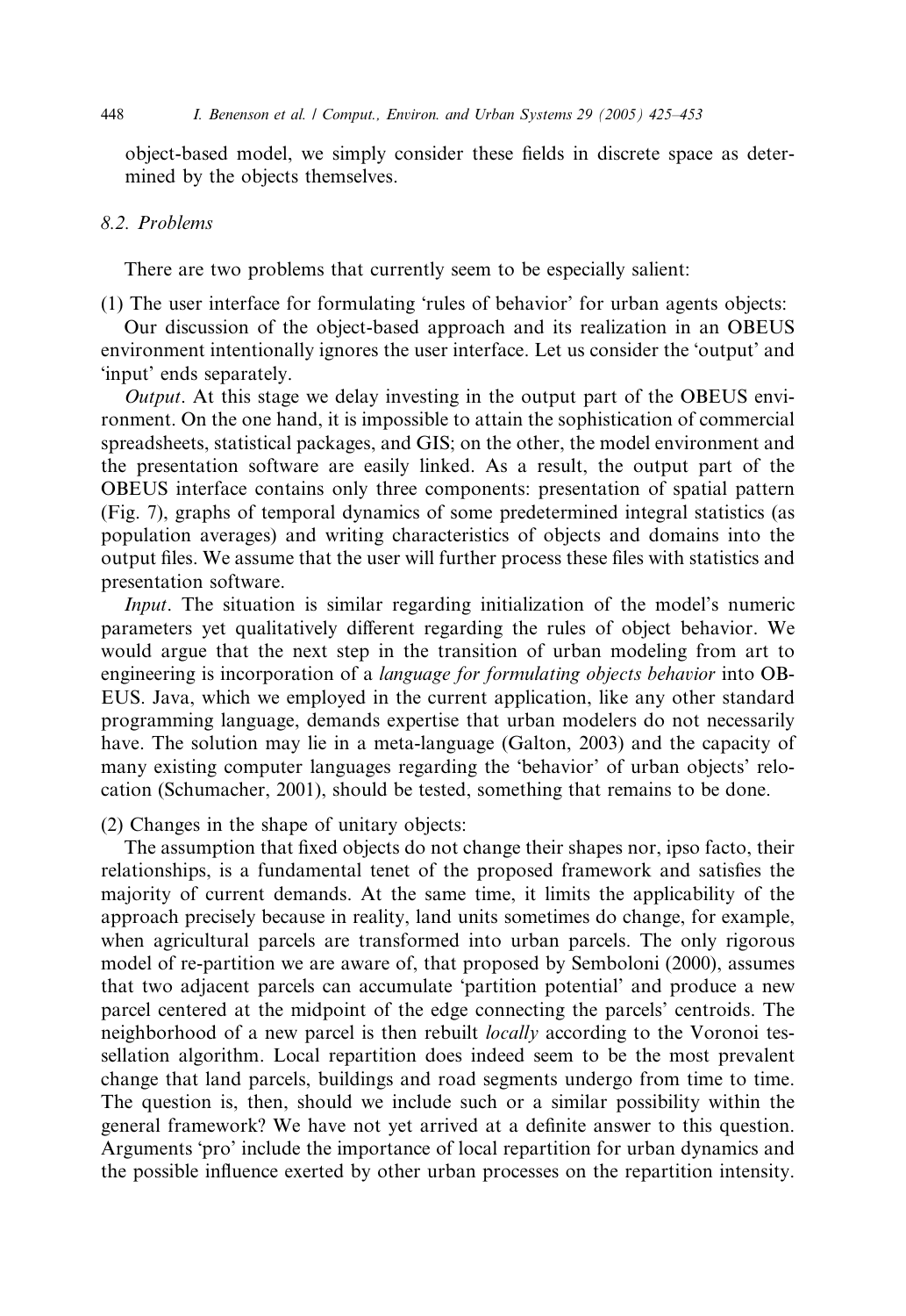object-based model, we simply consider these fields in discrete space as determined by the objects themselves.

### 8.2. Problems

There are two problems that currently seem to be especially salient:

(1) The user interface for formulating 'rules of behavior' for urban agents objects:

Our discussion of the object-based approach and its realization in an OBEUS environment intentionally ignores the user interface. Let us consider the 'output' and 'input' ends separately.

*Output*. At this stage we delay investing in the output part of the OBEUS environment. On the one hand, it is impossible to attain the sophistication of commercial spreadsheets, statistical packages, and GIS; on the other, the model environment and the presentation software are easily linked. As a result, the output part of the OBEUS interface contains only three components: presentation of spatial pattern (Fig. 7), graphs of temporal dynamics of some predetermined integral statistics (as population averages) and writing characteristics of objects and domains into the output files. We assume that the user will further process these files with statistics and presentation software.

*Input*. The situation is similar regarding initialization of the model's numeric parameters yet qualitatively different regarding the rules of object behavior. We would argue that the next step in the transition of urban modeling from art to engineering is incorporation of a *language for formulating objects behavior* into OBEUS. Java, which we employed in the current application, like any other standard programming language, demands expertise that urban modelers do not necessarily have. The solution may lie in a meta-language (Galton, 2003) and the capacity of many existing computer languages regarding the 'behavior' of urban objects' relocation (Schumacher, 2001), should be tested, something that remains to be done.

(2) Changes in the shape of unitary objects:

The assumption that fixed objects do not change their shapes nor, ipso facto, their relationships, is a fundamental tenet of the proposed framework and satisfies the majority of current demands. At the same time, it limits the applicability of the approach precisely because in reality, land units sometimes do change, for example, when agricultural parcels are transformed into urban parcels. The only rigorous model of re-partition we are aware of, that proposed by Semboloni (2000), assumes that two adjacent parcels can accumulate 'partition potential' and produce a new parcel centered at the midpoint of the edge connecting the parcels' centroids. The neighborhood of a new parcel is then rebuilt *locally* according to the Voronoi tessellation algorithm. Local repartition does indeed seem to be the most prevalent change that land parcels, buildings and road segments undergo from time to time. The question is, then, should we include such or a similar possibility within the general framework? We have not yet arrived at a definite answer to this question. Arguments 'pro' include the importance of local repartition for urban dynamics and the possible influence exerted by other urban processes on the repartition intensity.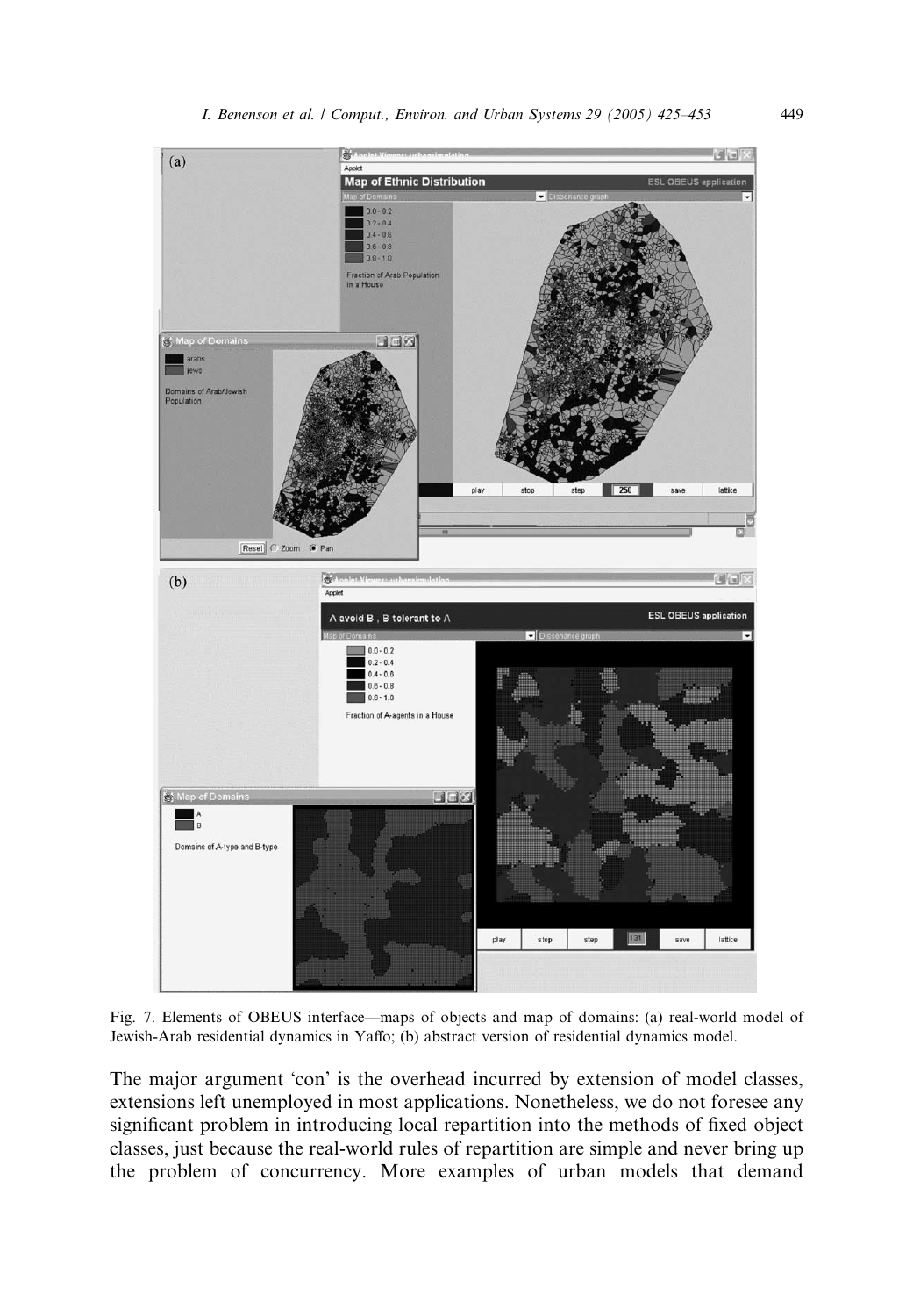Fig. 7. Elements of OBEUS interface—maps of objects and map of domains: (a) real-world model of Jewish-Arab residential dynamics in Yaffo; (b) abstract version of residential dynamics model.

The major argument 'con' is the overhead incurred by extension of model classes, extensions left unemployed in most applications. Nonetheless, we do not foresee any significant problem in introducing local repartition into the methods of fixed object classes, just because the real-world rules of repartition are simple and never bring up the problem of concurrency. More examples of urban models that demand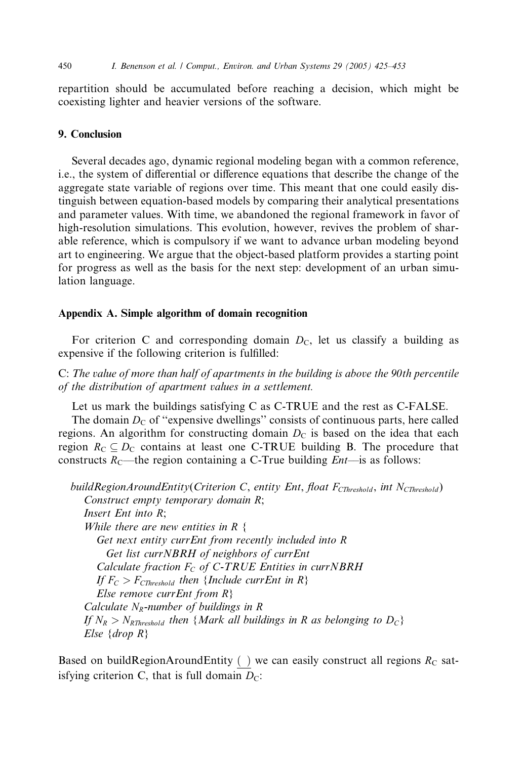repartition should be accumulated before reaching a decision, which might be coexisting lighter and heavier versions of the software.

## 9. Conclusion

Several decades ago, dynamic regional modeling began with a common reference, i.e., the system of differential or difference equations that describe the change of the aggregate state variable of regions over time. This meant that one could easily distinguish between equation-based models by comparing their analytical presentations and parameter values. With time, we abandoned the regional framework in favor of high-resolution simulations. This evolution, however, revives the problem of sharable reference, which is compulsory if we want to advance urban modeling beyond art to engineering. We argue that the object-based platform provides a starting point for progress as well as the basis for the next step: development of an urban simulation language.

## Appendix A. Simple algorithm of domain recognition

For criterion C and corresponding domain $D_C$, let us classify a building as expensive if the following criterion is fulfilled:

C: *The value of more than half of apartments in the building is above the 90th percentile of the distribution of apartment values in a settlement.*

Let us mark the buildings satisfying C as C-TRUE and the rest as C-FALSE.

The domain $D_C$ of "expensive dwellings" consists of continuous parts, here called regions. An algorithm for constructing domain $D_C$ is based on the idea that each region $R_C \subseteq D_C$ contains at least one C-TRUE building B. The procedure that constructs $R_C$—the region containing a C-True building *Ent*—is as follows:

*buildRegionAroundEntity(Criterion C, entity Ent, float $F_{CThreshold}$, int $N_{CThreshold}$)*
*Construct empty temporary domain R;*
*Insert Ent into R;*
*While there are new entities in R {*
*Get next entity currEnt from recently included into R*
*Get list currNBRH of neighbors of currEnt*
*Calculate fraction $F_C$ of C-TRUE Entities in currNBRH*
*If $F_C > F_{CThreshold}$ then {Include currEnt in R}*
*Else remove currEnt from R}*
*Calculate $N_R$-number of buildings in R*
*If $N_R > N_{RThreshold}$ then {Mark all buildings in R as belonging to $D_C$}*
*Else {drop R}*

Based on buildRegionAroundEntity ( ) we can easily construct all regions $R_C$ satisfying criterion C, that is full domain $D_C$: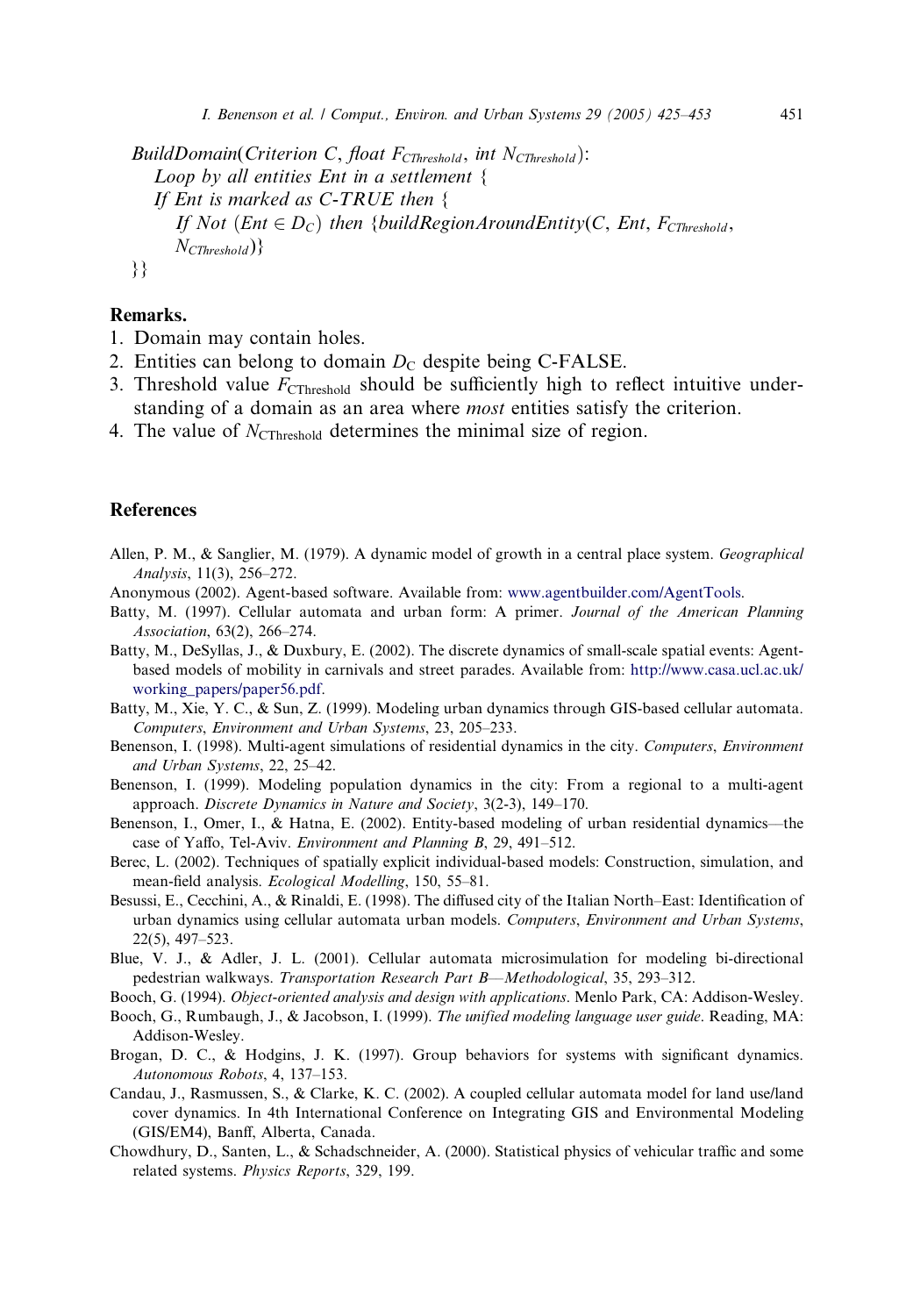*BuildDomain*(*Criterion* $C$, *float* $F_{CThreshold}$, *int* $N_{CThreshold}$):
  *Loop by all entities Ent in a settlement* {
  *If Ent is marked as C-TRUE then* {
    *If Not* ($Ent \in D_C$) *then* {*buildRegionAroundEntity*($C$, *Ent*, $F_{CThreshold}$, $N_{CThreshold}$)}
}}

**Remarks.**

1. Domain may contain holes.
2. Entities can belong to domain $D_C$ despite being C-FALSE.
3. Threshold value $F_{CThreshold}$ should be sufficiently high to reflect intuitive understanding of a domain as an area where *most* entities satisfy the criterion.
4. The value of $N_{CThreshold}$ determines the minimal size of region.

## References

Allen, P. M., & Sanglier, M. (1979). A dynamic model of growth in a central place system. *Geographical Analysis*, 11(3), 256–272.

Anonymous (2002). Agent-based software. Available from: www.agentbuilder.com/AgentTools.

Batty, M. (1997). Cellular automata and urban form: A primer. *Journal of the American Planning Association*, 63(2), 266–274.

Batty, M., DeSyllas, J., & Duxbury, E. (2002). The discrete dynamics of small-scale spatial events: Agent-based models of mobility in carnivals and street parades. Available from: http://www.casa.ucl.ac.uk/working_papers/paper56.pdf.

Batty, M., Xie, Y. C., & Sun, Z. (1999). Modeling urban dynamics through GIS-based cellular automata. *Computers, Environment and Urban Systems*, 23, 205–233.

Benenson, I. (1998). Multi-agent simulations of residential dynamics in the city. *Computers, Environment and Urban Systems*, 22, 25–42.

Benenson, I. (1999). Modeling population dynamics in the city: From a regional to a multi-agent approach. *Discrete Dynamics in Nature and Society*, 3(2-3), 149–170.

Benenson, I., Omer, I., & Hatna, E. (2002). Entity-based modeling of urban residential dynamics—the case of Yaffo, Tel-Aviv. *Environment and Planning B*, 29, 491–512.

Berec, L. (2002). Techniques of spatially explicit individual-based models: Construction, simulation, and mean-field analysis. *Ecological Modelling*, 150, 55–81.

Besussi, E., Cecchini, A., & Rinaldi, E. (1998). The diffused city of the Italian North–East: Identification of urban dynamics using cellular automata urban models. *Computers, Environment and Urban Systems*, 22(5), 497–523.

Blue, V. J., & Adler, J. L. (2001). Cellular automata microsimulation for modeling bi-directional pedestrian walkways. *Transportation Research Part B—Methodological*, 35, 293–312.

Booch, G. (1994). *Object-oriented analysis and design with applications*. Menlo Park, CA: Addison-Wesley.

Booch, G., Rumbaugh, J., & Jacobson, I. (1999). *The unified modeling language user guide*. Reading, MA: Addison-Wesley.

Brogan, D. C., & Hodgins, J. K. (1997). Group behaviors for systems with significant dynamics. *Autonomous Robots*, 4, 137–153.

Candau, J., Rasmussen, S., & Clarke, K. C. (2002). A coupled cellular automata model for land use/land cover dynamics. In 4th International Conference on Integrating GIS and Environmental Modeling (GIS/EM4), Banff, Alberta, Canada.

Chowdhury, D., Santen, L., & Schadschneider, A. (2000). Statistical physics of vehicular traffic and some related systems. *Physics Reports*, 329, 199.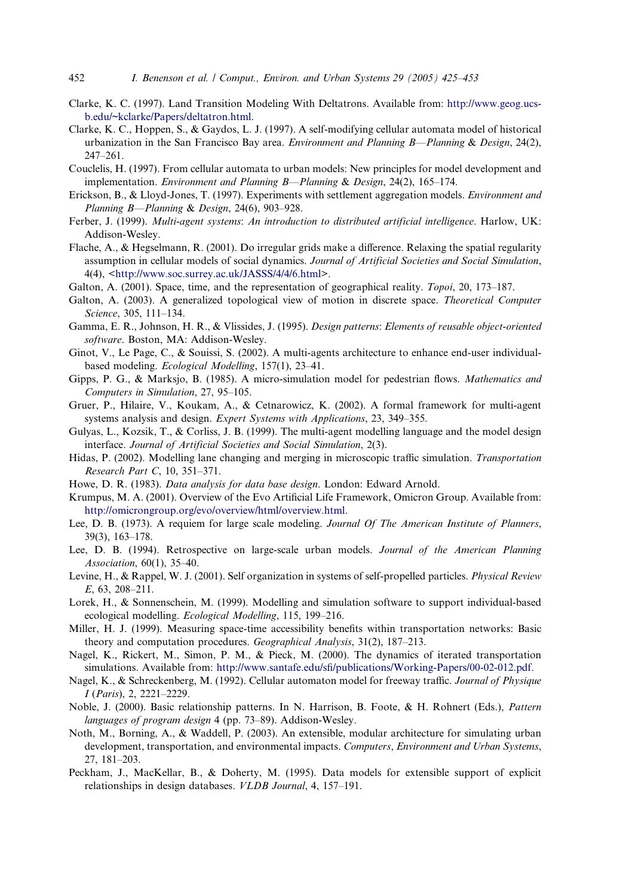Clarke, K. C. (1997). Land Transition Modeling With Deltatrons. Available from: http://www.geog.ucsb.edu/~kclarke/Papers/deltatron.html.

Clarke, K. C., Hoppen, S., & Gaydos, L. J. (1997). A self-modifying cellular automata model of historical urbanization in the San Francisco Bay area. *Environment and Planning B—Planning & Design*, 24(2), 247–261.

Couclelis, H. (1997). From cellular automata to urban models: New principles for model development and implementation. *Environment and Planning B—Planning & Design*, 24(2), 165–174.

Erickson, B., & Lloyd-Jones, T. (1997). Experiments with settlement aggregation models. *Environment and Planning B—Planning & Design*, 24(6), 903–928.

Ferber, J. (1999). *Multi-agent systems: An introduction to distributed artificial intelligence*. Harlow, UK: Addison-Wesley.

Flache, A., & Hegselmann, R. (2001). Do irregular grids make a difference. Relaxing the spatial regularity assumption in cellular models of social dynamics. *Journal of Artificial Societies and Social Simulation*, 4(4), <http://www.soc.surrey.ac.uk/JASSS/4/4/6.html>.

Galton, A. (2001). Space, time, and the representation of geographical reality. *Topoi*, 20, 173–187.

Galton, A. (2003). A generalized topological view of motion in discrete space. *Theoretical Computer Science*, 305, 111–134.

Gamma, E. R., Johnson, H. R., & Vlissides, J. (1995). *Design patterns: Elements of reusable object-oriented software*. Boston, MA: Addison-Wesley.

Ginot, V., Le Page, C., & Souissi, S. (2002). A multi-agents architecture to enhance end-user individual-based modeling. *Ecological Modelling*, 157(1), 23–41.

Gipps, P. G., & Marksjo, B. (1985). A micro-simulation model for pedestrian flows. *Mathematics and Computers in Simulation*, 27, 95–105.

Gruer, P., Hilaire, V., Koukam, A., & Cetnarowicz, K. (2002). A formal framework for multi-agent systems analysis and design. *Expert Systems with Applications*, 23, 349–355.

Gulyas, L., Kozsik, T., & Corliss, J. B. (1999). The multi-agent modelling language and the model design interface. *Journal of Artificial Societies and Social Simulation*, 2(3).

Hidas, P. (2002). Modelling lane changing and merging in microscopic traffic simulation. *Transportation Research Part C*, 10, 351–371.

Howe, D. R. (1983). *Data analysis for data base design*. London: Edward Arnold.

Krumpus, M. A. (2001). Overview of the Evo Artificial Life Framework, Omicron Group. Available from: http://omicrongroup.org/evo/overview/html/overview.html.

Lee, D. B. (1973). A requiem for large scale modeling. *Journal Of The American Institute of Planners*, 39(3), 163–178.

Lee, D. B. (1994). Retrospective on large-scale urban models. *Journal of the American Planning Association*, 60(1), 35–40.

Levine, H., & Rappel, W. J. (2001). Self organization in systems of self-propelled particles. *Physical Review E*, 63, 208–211.

Lorek, H., & Sonnenschein, M. (1999). Modelling and simulation software to support individual-based ecological modelling. *Ecological Modelling*, 115, 199–216.

Miller, H. J. (1999). Measuring space-time accessibility benefits within transportation networks: Basic theory and computation procedures. *Geographical Analysis*, 31(2), 187–213.

Nagel, K., Rickert, M., Simon, P. M., & Pieck, M. (2000). The dynamics of iterated transportation simulations. Available from: http://www.santafe.edu/sfi/publications/Working-Papers/00-02-012.pdf.

Nagel, K., & Schreckenberg, M. (1992). Cellular automaton model for freeway traffic. *Journal of Physique I (Paris)*, 2, 2221–2229.

Noble, J. (2000). Basic relationship patterns. In N. Harrison, B. Foote, & H. Rohnert (Eds.), *Pattern languages of program design 4* (pp. 73–89). Addison-Wesley.

Noth, M., Borning, A., & Waddell, P. (2003). An extensible, modular architecture for simulating urban development, transportation, and environmental impacts. *Computers, Environment and Urban Systems*, 27, 181–203.

Peckham, J., MacKellar, B., & Doherty, M. (1995). Data models for extensible support of explicit relationships in design databases. *VLDB Journal*, 4, 157–191.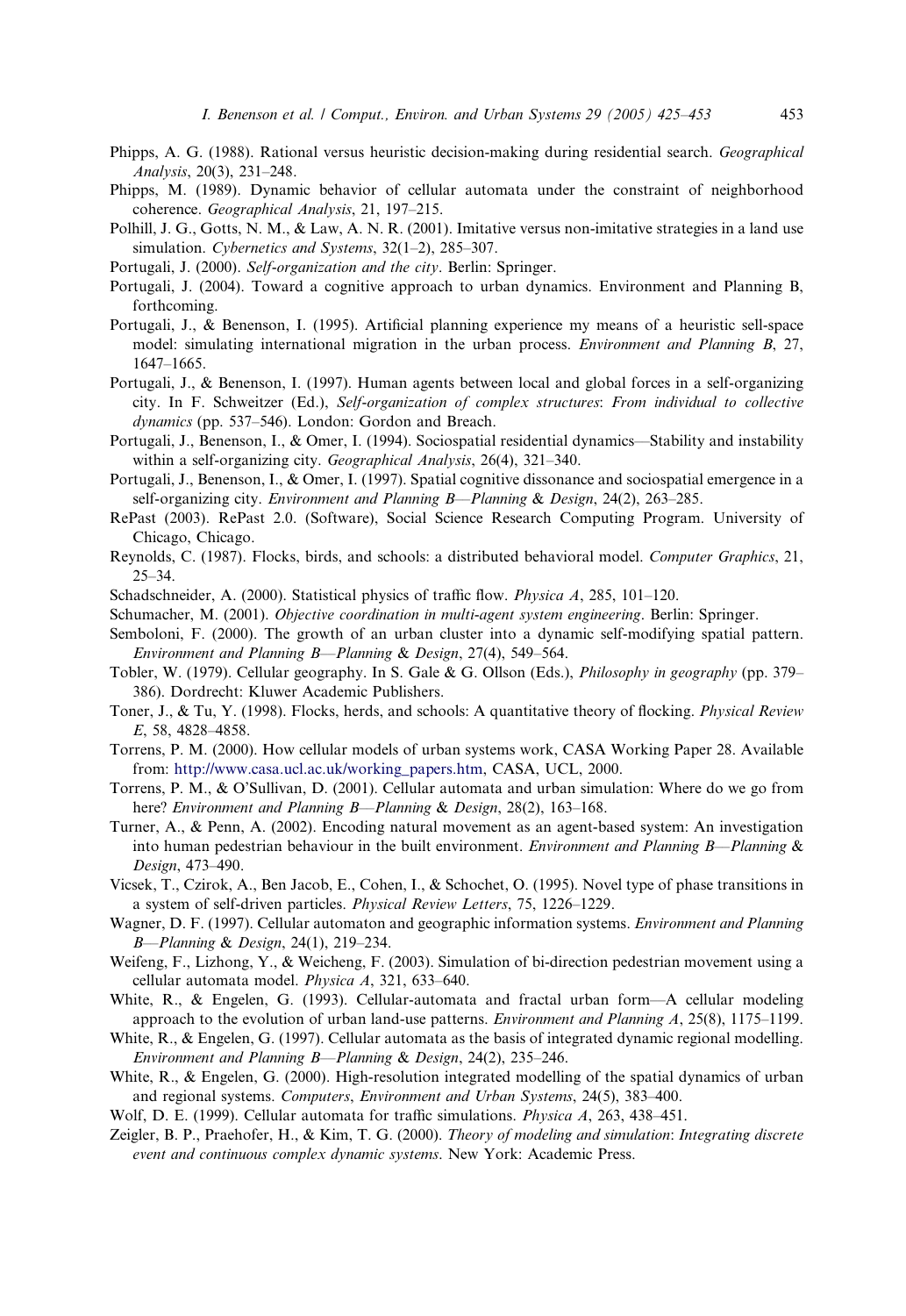Phipps, A. G. (1988). Rational versus heuristic decision-making during residential search. *Geographical Analysis*, 20(3), 231–248.

Phipps, M. (1989). Dynamic behavior of cellular automata under the constraint of neighborhood coherence. *Geographical Analysis*, 21, 197–215.

Polhill, J. G., Gotts, N. M., & Law, A. N. R. (2001). Imitative versus non-imitative strategies in a land use simulation. *Cybernetics and Systems*, 32(1–2), 285–307.

Portugali, J. (2000). *Self-organization and the city*. Berlin: Springer.

Portugali, J. (2004). Toward a cognitive approach to urban dynamics. Environment and Planning B, forthcoming.

Portugali, J., & Benenson, I. (1995). Artificial planning experience my means of a heuristic sell-space model: simulating international migration in the urban process. *Environment and Planning B*, 27, 1647–1665.

Portugali, J., & Benenson, I. (1997). Human agents between local and global forces in a self-organizing city. In F. Schweitzer (Ed.), *Self-organization of complex structures*: *From individual to collective dynamics* (pp. 537–546). London: Gordon and Breach.

Portugali, J., Benenson, I., & Omer, I. (1994). Sociospatial residential dynamics—Stability and instability within a self-organizing city. *Geographical Analysis*, 26(4), 321–340.

Portugali, J., Benenson, I., & Omer, I. (1997). Spatial cognitive dissonance and sociospatial emergence in a self-organizing city. *Environment and Planning B—Planning & Design*, 24(2), 263–285.

RePast (2003). RePast 2.0. (Software), Social Science Research Computing Program. University of Chicago, Chicago.

Reynolds, C. (1987). Flocks, birds, and schools: a distributed behavioral model. *Computer Graphics*, 21, 25–34.

Schadschneider, A. (2000). Statistical physics of traffic flow. *Physica A*, 285, 101–120.

Schumacher, M. (2001). *Objective coordination in multi-agent system engineering*. Berlin: Springer.

Semboloni, F. (2000). The growth of an urban cluster into a dynamic self-modifying spatial pattern. *Environment and Planning B—Planning & Design*, 27(4), 549–564.

Tobler, W. (1979). Cellular geography. In S. Gale & G. Ollson (Eds.), *Philosophy in geography* (pp. 379–386). Dordrecht: Kluwer Academic Publishers.

Toner, J., & Tu, Y. (1998). Flocks, herds, and schools: A quantitative theory of flocking. *Physical Review E*, 58, 4828–4858.

Torrens, P. M. (2000). How cellular models of urban systems work, CASA Working Paper 28. Available from: http://www.casa.ucl.ac.uk/working_papers.htm, CASA, UCL, 2000.

Torrens, P. M., & O'Sullivan, D. (2001). Cellular automata and urban simulation: Where do we go from here? *Environment and Planning B—Planning & Design*, 28(2), 163–168.

Turner, A., & Penn, A. (2002). Encoding natural movement as an agent-based system: An investigation into human pedestrian behaviour in the built environment. *Environment and Planning B—Planning & Design*, 473–490.

Vicsek, T., Czirok, A., Ben Jacob, E., Cohen, I., & Schochet, O. (1995). Novel type of phase transitions in a system of self-driven particles. *Physical Review Letters*, 75, 1226–1229.

Wagner, D. F. (1997). Cellular automaton and geographic information systems. *Environment and Planning B—Planning & Design*, 24(1), 219–234.

Weifeng, F., Lizhong, Y., & Weicheng, F. (2003). Simulation of bi-direction pedestrian movement using a cellular automata model. *Physica A*, 321, 633–640.

White, R., & Engelen, G. (1993). Cellular-automata and fractal urban form—A cellular modeling approach to the evolution of urban land-use patterns. *Environment and Planning A*, 25(8), 1175–1199.

White, R., & Engelen, G. (1997). Cellular automata as the basis of integrated dynamic regional modelling. *Environment and Planning B—Planning & Design*, 24(2), 235–246.

White, R., & Engelen, G. (2000). High-resolution integrated modelling of the spatial dynamics of urban and regional systems. *Computers*, *Environment and Urban Systems*, 24(5), 383–400.

Wolf, D. E. (1999). Cellular automata for traffic simulations. *Physica A*, 263, 438–451.

Zeigler, B. P., Praehofer, H., & Kim, T. G. (2000). *Theory of modeling and simulation*: *Integrating discrete event and continuous complex dynamic systems*. New York: Academic Press.